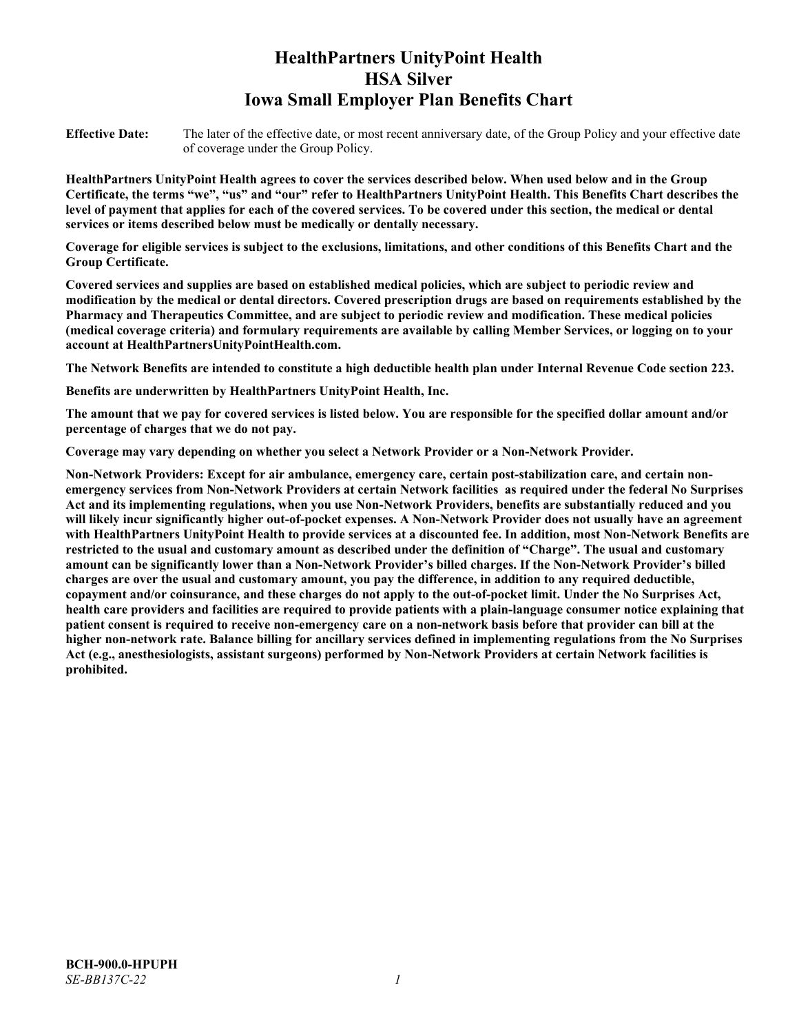# HealthPartners UnityPoint Health
# HSA Silver
# Iowa Small Employer Plan Benefits Chart

**Effective Date:** The later of the effective date, or most recent anniversary date, of the Group Policy and your effective date of coverage under the Group Policy.

**HealthPartners UnityPoint Health agrees to cover the services described below. When used below and in the Group Certificate, the terms "we", "us" and "our" refer to HealthPartners UnityPoint Health. This Benefits Chart describes the level of payment that applies for each of the covered services. To be covered under this section, the medical or dental services or items described below must be medically or dentally necessary.**

**Coverage for eligible services is subject to the exclusions, limitations, and other conditions of this Benefits Chart and the Group Certificate.**

**Covered services and supplies are based on established medical policies, which are subject to periodic review and modification by the medical or dental directors. Covered prescription drugs are based on requirements established by the Pharmacy and Therapeutics Committee, and are subject to periodic review and modification. These medical policies (medical coverage criteria) and formulary requirements are available by calling Member Services, or logging on to your account at HealthPartnersUnityPointHealth.com.**

**The Network Benefits are intended to constitute a high deductible health plan under Internal Revenue Code section 223.**

**Benefits are underwritten by HealthPartners UnityPoint Health, Inc.**

**The amount that we pay for covered services is listed below. You are responsible for the specified dollar amount and/or percentage of charges that we do not pay.**

**Coverage may vary depending on whether you select a Network Provider or a Non-Network Provider.**

**Non-Network Providers: Except for air ambulance, emergency care, certain post-stabilization care, and certain non-emergency services from Non-Network Providers at certain Network facilities as required under the federal No Surprises Act and its implementing regulations, when you use Non-Network Providers, benefits are substantially reduced and you will likely incur significantly higher out-of-pocket expenses. A Non-Network Provider does not usually have an agreement with HealthPartners UnityPoint Health to provide services at a discounted fee. In addition, most Non-Network Benefits are restricted to the usual and customary amount as described under the definition of "Charge". The usual and customary amount can be significantly lower than a Non-Network Provider's billed charges. If the Non-Network Provider's billed charges are over the usual and customary amount, you pay the difference, in addition to any required deductible, copayment and/or coinsurance, and these charges do not apply to the out-of-pocket limit. Under the No Surprises Act, health care providers and facilities are required to provide patients with a plain-language consumer notice explaining that patient consent is required to receive non-emergency care on a non-network basis before that provider can bill at the higher non-network rate. Balance billing for ancillary services defined in implementing regulations from the No Surprises Act (e.g., anesthesiologists, assistant surgeons) performed by Non-Network Providers at certain Network facilities is prohibited.**

**BCH-900.0-HPUPH**
*SE-BB137C-22*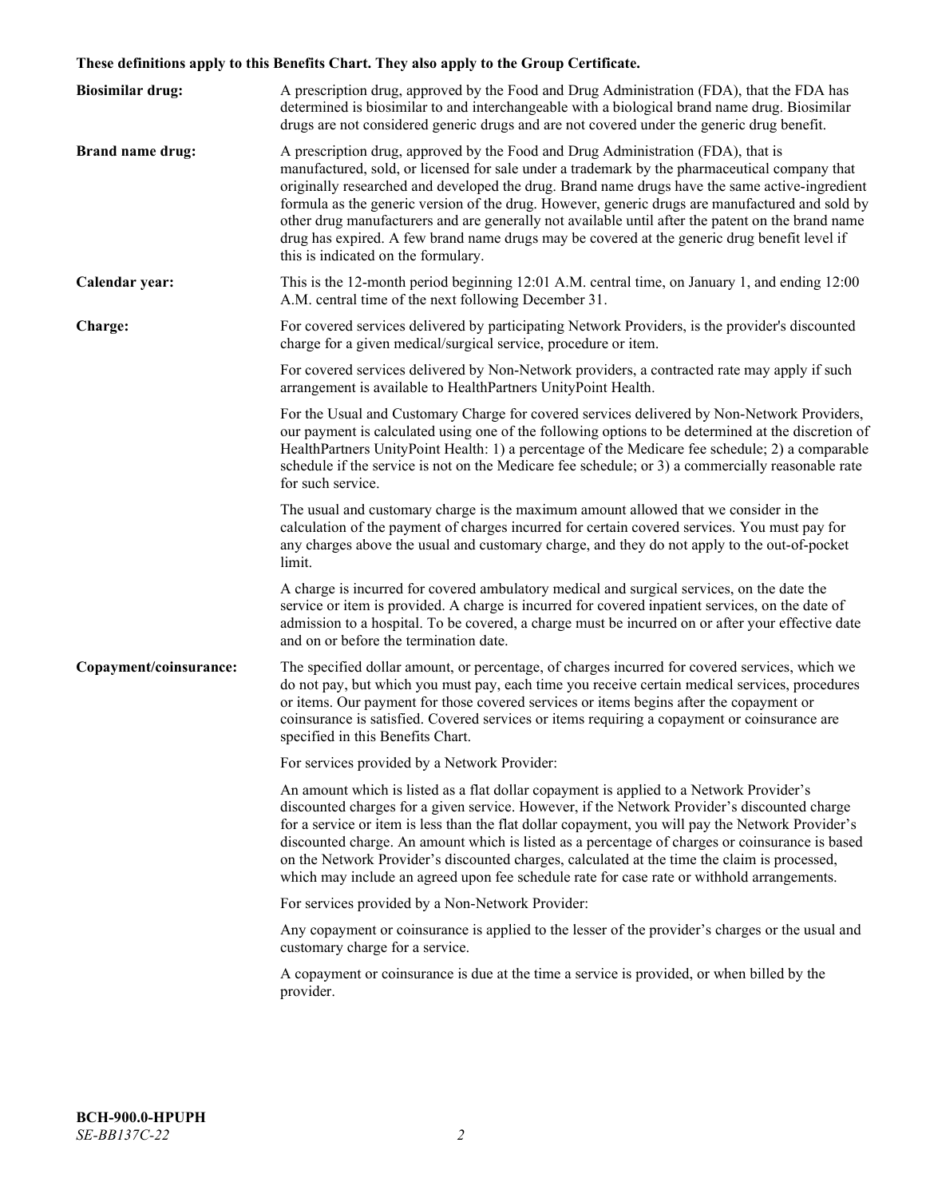**These definitions apply to this Benefits Chart. They also apply to the Group Certificate.**

**Biosimilar drug:** A prescription drug, approved by the Food and Drug Administration (FDA), that the FDA has determined is biosimilar to and interchangeable with a biological brand name drug. Biosimilar drugs are not considered generic drugs and are not covered under the generic drug benefit.

**Brand name drug:** A prescription drug, approved by the Food and Drug Administration (FDA), that is manufactured, sold, or licensed for sale under a trademark by the pharmaceutical company that originally researched and developed the drug. Brand name drugs have the same active-ingredient formula as the generic version of the drug. However, generic drugs are manufactured and sold by other drug manufacturers and are generally not available until after the patent on the brand name drug has expired. A few brand name drugs may be covered at the generic drug benefit level if this is indicated on the formulary.

**Calendar year:** This is the 12-month period beginning 12:01 A.M. central time, on January 1, and ending 12:00 A.M. central time of the next following December 31.

**Charge:** For covered services delivered by participating Network Providers, is the provider's discounted charge for a given medical/surgical service, procedure or item.

For covered services delivered by Non-Network providers, a contracted rate may apply if such arrangement is available to HealthPartners UnityPoint Health.

For the Usual and Customary Charge for covered services delivered by Non-Network Providers, our payment is calculated using one of the following options to be determined at the discretion of HealthPartners UnityPoint Health: 1) a percentage of the Medicare fee schedule; 2) a comparable schedule if the service is not on the Medicare fee schedule; or 3) a commercially reasonable rate for such service.

The usual and customary charge is the maximum amount allowed that we consider in the calculation of the payment of charges incurred for certain covered services. You must pay for any charges above the usual and customary charge, and they do not apply to the out-of-pocket limit.

A charge is incurred for covered ambulatory medical and surgical services, on the date the service or item is provided. A charge is incurred for covered inpatient services, on the date of admission to a hospital. To be covered, a charge must be incurred on or after your effective date and on or before the termination date.

**Copayment/coinsurance:** The specified dollar amount, or percentage, of charges incurred for covered services, which we do not pay, but which you must pay, each time you receive certain medical services, procedures or items. Our payment for those covered services or items begins after the copayment or coinsurance is satisfied. Covered services or items requiring a copayment or coinsurance are specified in this Benefits Chart.

For services provided by a Network Provider:

An amount which is listed as a flat dollar copayment is applied to a Network Provider's discounted charges for a given service. However, if the Network Provider's discounted charge for a service or item is less than the flat dollar copayment, you will pay the Network Provider's discounted charge. An amount which is listed as a percentage of charges or coinsurance is based on the Network Provider's discounted charges, calculated at the time the claim is processed, which may include an agreed upon fee schedule rate for case rate or withhold arrangements.

For services provided by a Non-Network Provider:

Any copayment or coinsurance is applied to the lesser of the provider's charges or the usual and customary charge for a service.

A copayment or coinsurance is due at the time a service is provided, or when billed by the provider.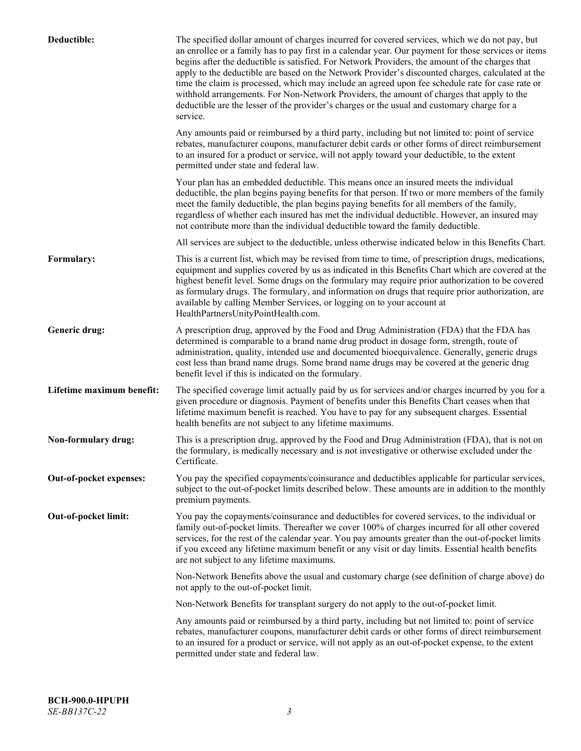**Deductible:** The specified dollar amount of charges incurred for covered services, which we do not pay, but an enrollee or a family has to pay first in a calendar year. Our payment for those services or items begins after the deductible is satisfied. For Network Providers, the amount of the charges that apply to the deductible are based on the Network Provider's discounted charges, calculated at the time the claim is processed, which may include an agreed upon fee schedule rate for case rate or withhold arrangements. For Non-Network Providers, the amount of charges that apply to the deductible are the lesser of the provider's charges or the usual and customary charge for a service.

Any amounts paid or reimbursed by a third party, including but not limited to: point of service rebates, manufacturer coupons, manufacturer debit cards or other forms of direct reimbursement to an insured for a product or service, will not apply toward your deductible, to the extent permitted under state and federal law.

Your plan has an embedded deductible. This means once an insured meets the individual deductible, the plan begins paying benefits for that person. If two or more members of the family meet the family deductible, the plan begins paying benefits for all members of the family, regardless of whether each insured has met the individual deductible. However, an insured may not contribute more than the individual deductible toward the family deductible.

All services are subject to the deductible, unless otherwise indicated below in this Benefits Chart.

**Formulary:** This is a current list, which may be revised from time to time, of prescription drugs, medications, equipment and supplies covered by us as indicated in this Benefits Chart which are covered at the highest benefit level. Some drugs on the formulary may require prior authorization to be covered as formulary drugs. The formulary, and information on drugs that require prior authorization, are available by calling Member Services, or logging on to your account at HealthPartnersUnityPointHealth.com.

**Generic drug:** A prescription drug, approved by the Food and Drug Administration (FDA) that the FDA has determined is comparable to a brand name drug product in dosage form, strength, route of administration, quality, intended use and documented bioequivalence. Generally, generic drugs cost less than brand name drugs. Some brand name drugs may be covered at the generic drug benefit level if this is indicated on the formulary.

**Lifetime maximum benefit:** The specified coverage limit actually paid by us for services and/or charges incurred by you for a given procedure or diagnosis. Payment of benefits under this Benefits Chart ceases when that lifetime maximum benefit is reached. You have to pay for any subsequent charges. Essential health benefits are not subject to any lifetime maximums.

**Non-formulary drug:** This is a prescription drug, approved by the Food and Drug Administration (FDA), that is not on the formulary, is medically necessary and is not investigative or otherwise excluded under the Certificate.

**Out-of-pocket expenses:** You pay the specified copayments/coinsurance and deductibles applicable for particular services, subject to the out-of-pocket limits described below. These amounts are in addition to the monthly premium payments.

**Out-of-pocket limit:** You pay the copayments/coinsurance and deductibles for covered services, to the individual or family out-of-pocket limits. Thereafter we cover 100% of charges incurred for all other covered services, for the rest of the calendar year. You pay amounts greater than the out-of-pocket limits if you exceed any lifetime maximum benefit or any visit or day limits. Essential health benefits are not subject to any lifetime maximums.

Non-Network Benefits above the usual and customary charge (see definition of charge above) do not apply to the out-of-pocket limit.

Non-Network Benefits for transplant surgery do not apply to the out-of-pocket limit.

Any amounts paid or reimbursed by a third party, including but not limited to: point of service rebates, manufacturer coupons, manufacturer debit cards or other forms of direct reimbursement to an insured for a product or service, will not apply as an out-of-pocket expense, to the extent permitted under state and federal law.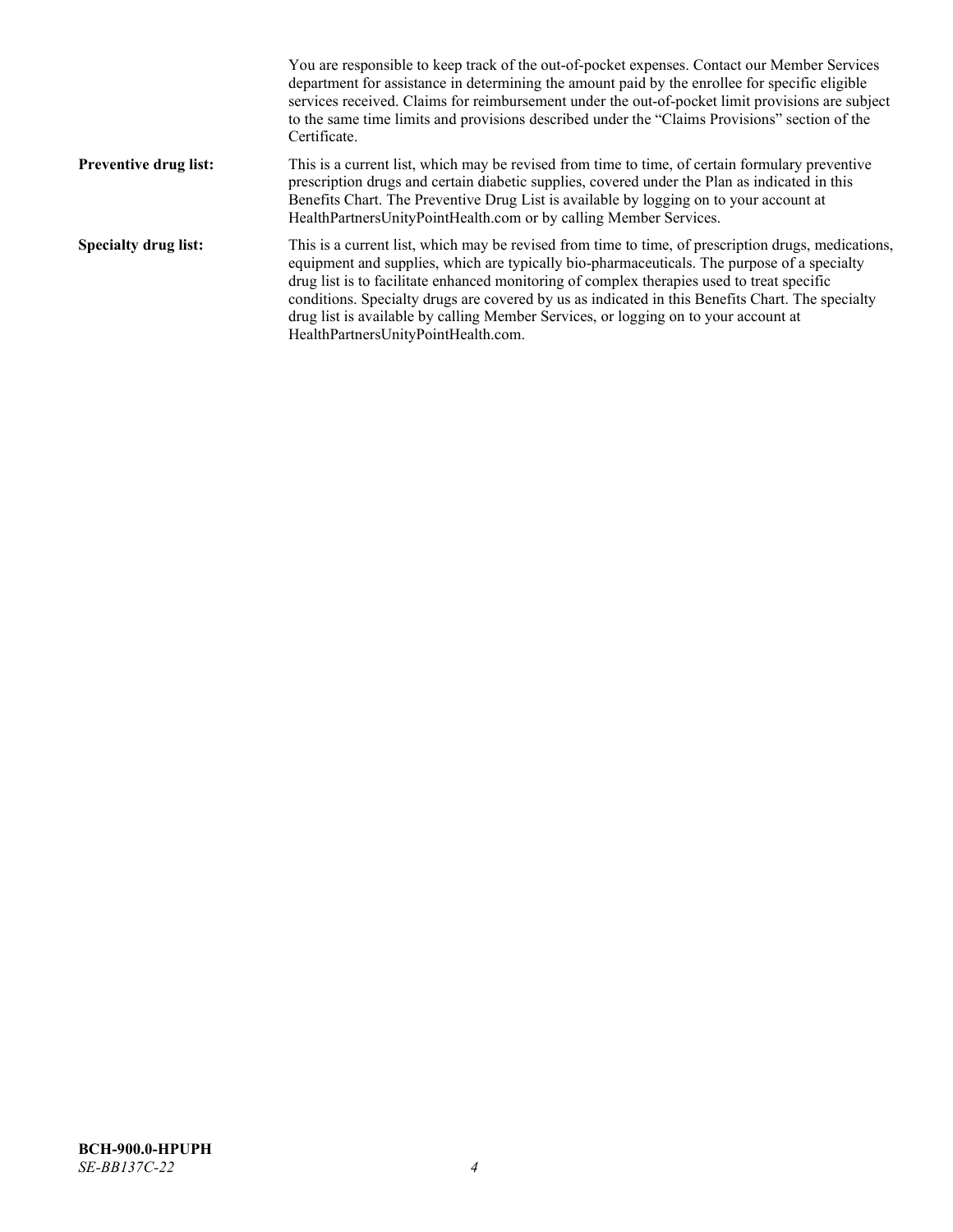| | |
|---|---|
| | You are responsible to keep track of the out-of-pocket expenses. Contact our Member Services department for assistance in determining the amount paid by the enrollee for specific eligible services received. Claims for reimbursement under the out-of-pocket limit provisions are subject to the same time limits and provisions described under the "Claims Provisions" section of the Certificate. |
| **Preventive drug list:** | This is a current list, which may be revised from time to time, of certain formulary preventive prescription drugs and certain diabetic supplies, covered under the Plan as indicated in this Benefits Chart. The Preventive Drug List is available by logging on to your account at HealthPartnersUnityPointHealth.com or by calling Member Services. |
| **Specialty drug list:** | This is a current list, which may be revised from time to time, of prescription drugs, medications, equipment and supplies, which are typically bio-pharmaceuticals. The purpose of a specialty drug list is to facilitate enhanced monitoring of complex therapies used to treat specific conditions. Specialty drugs are covered by us as indicated in this Benefits Chart. The specialty drug list is available by calling Member Services, or logging on to your account at HealthPartnersUnityPointHealth.com. |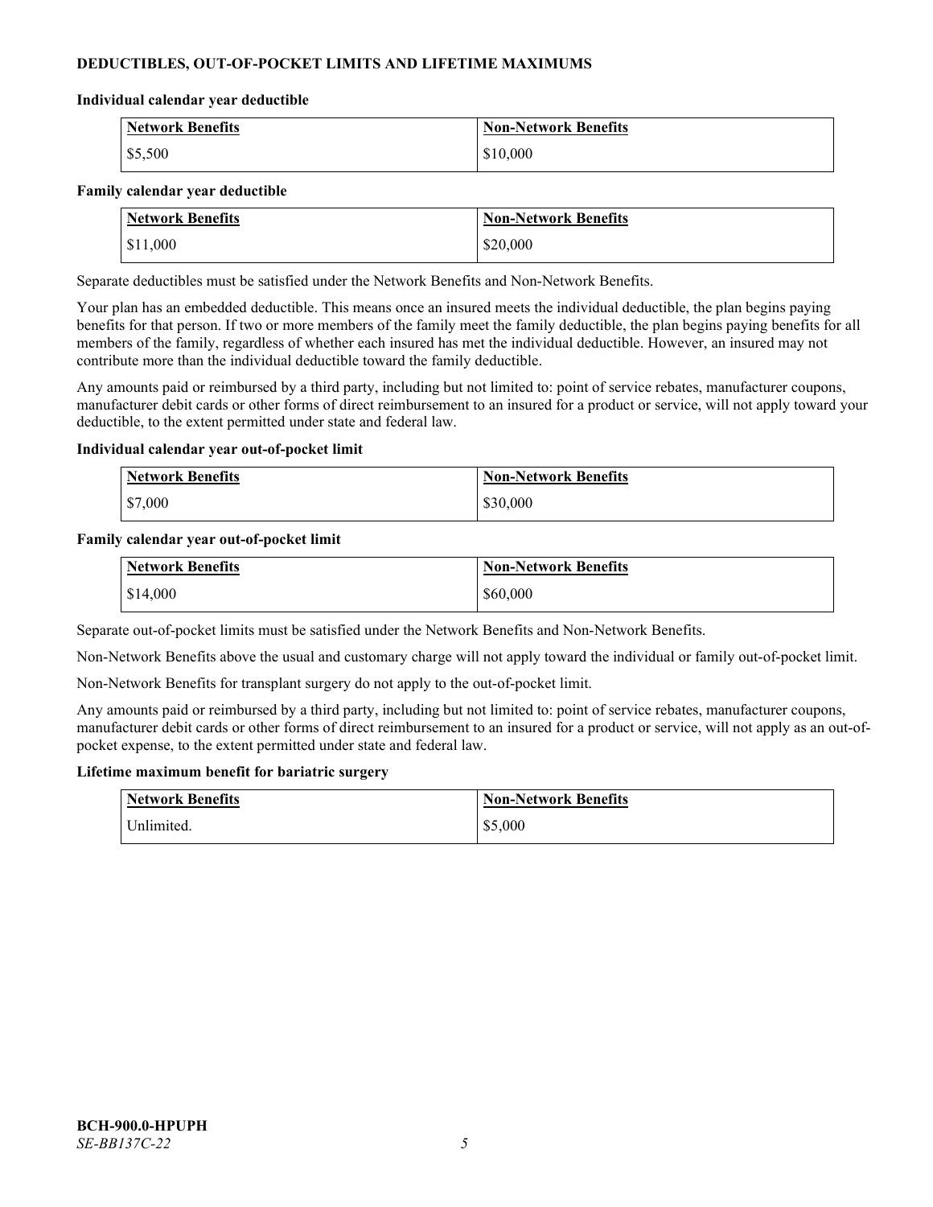## DEDUCTIBLES, OUT-OF-POCKET LIMITS AND LIFETIME MAXIMUMS

**Individual calendar year deductible**

| Network Benefits | Non-Network Benefits |
|---|---|
| $5,500 | $10,000 |

**Family calendar year deductible**

| Network Benefits | Non-Network Benefits |
|---|---|
| $11,000 | $20,000 |

Separate deductibles must be satisfied under the Network Benefits and Non-Network Benefits.

Your plan has an embedded deductible. This means once an insured meets the individual deductible, the plan begins paying benefits for that person. If two or more members of the family meet the family deductible, the plan begins paying benefits for all members of the family, regardless of whether each insured has met the individual deductible. However, an insured may not contribute more than the individual deductible toward the family deductible.

Any amounts paid or reimbursed by a third party, including but not limited to: point of service rebates, manufacturer coupons, manufacturer debit cards or other forms of direct reimbursement to an insured for a product or service, will not apply toward your deductible, to the extent permitted under state and federal law.

**Individual calendar year out-of-pocket limit**

| Network Benefits | Non-Network Benefits |
|---|---|
| $7,000 | $30,000 |

**Family calendar year out-of-pocket limit**

| Network Benefits | Non-Network Benefits |
|---|---|
| $14,000 | $60,000 |

Separate out-of-pocket limits must be satisfied under the Network Benefits and Non-Network Benefits.

Non-Network Benefits above the usual and customary charge will not apply toward the individual or family out-of-pocket limit.

Non-Network Benefits for transplant surgery do not apply to the out-of-pocket limit.

Any amounts paid or reimbursed by a third party, including but not limited to: point of service rebates, manufacturer coupons, manufacturer debit cards or other forms of direct reimbursement to an insured for a product or service, will not apply as an out-of-pocket expense, to the extent permitted under state and federal law.

**Lifetime maximum benefit for bariatric surgery**

| Network Benefits | Non-Network Benefits |
|---|---|
| Unlimited. | $5,000 |

**BCH-900.0-HPUPH**
*SE-BB137C-22*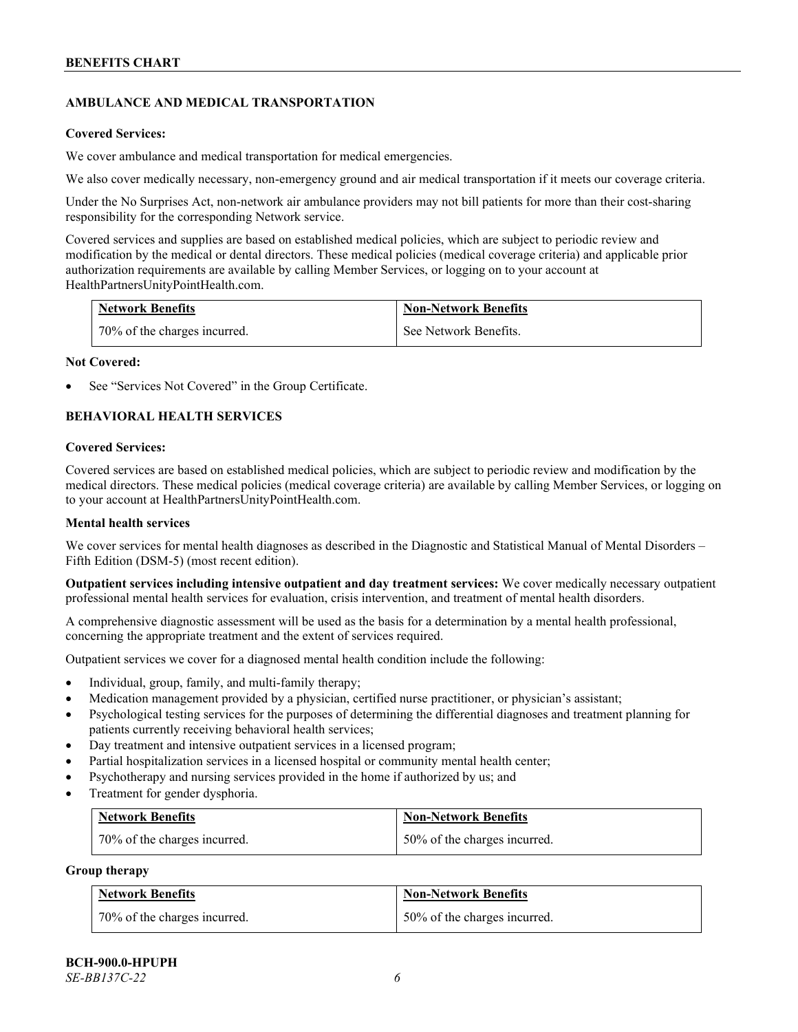## AMBULANCE AND MEDICAL TRANSPORTATION

**Covered Services:**

We cover ambulance and medical transportation for medical emergencies.

We also cover medically necessary, non-emergency ground and air medical transportation if it meets our coverage criteria.

Under the No Surprises Act, non-network air ambulance providers may not bill patients for more than their cost-sharing responsibility for the corresponding Network service.

Covered services and supplies are based on established medical policies, which are subject to periodic review and modification by the medical or dental directors. These medical policies (medical coverage criteria) and applicable prior authorization requirements are available by calling Member Services, or logging on to your account at HealthPartnersUnityPointHealth.com.

| Network Benefits | Non-Network Benefits |
|---|---|
| 70% of the charges incurred. | See Network Benefits. |

**Not Covered:**

- See "Services Not Covered" in the Group Certificate.

## BEHAVIORAL HEALTH SERVICES

**Covered Services:**

Covered services are based on established medical policies, which are subject to periodic review and modification by the medical directors. These medical policies (medical coverage criteria) are available by calling Member Services, or logging on to your account at HealthPartnersUnityPointHealth.com.

**Mental health services**

We cover services for mental health diagnoses as described in the Diagnostic and Statistical Manual of Mental Disorders – Fifth Edition (DSM-5) (most recent edition).

**Outpatient services including intensive outpatient and day treatment services:** We cover medically necessary outpatient professional mental health services for evaluation, crisis intervention, and treatment of mental health disorders.

A comprehensive diagnostic assessment will be used as the basis for a determination by a mental health professional, concerning the appropriate treatment and the extent of services required.

Outpatient services we cover for a diagnosed mental health condition include the following:

- Individual, group, family, and multi-family therapy;
- Medication management provided by a physician, certified nurse practitioner, or physician's assistant;
- Psychological testing services for the purposes of determining the differential diagnoses and treatment planning for patients currently receiving behavioral health services;
- Day treatment and intensive outpatient services in a licensed program;
- Partial hospitalization services in a licensed hospital or community mental health center;
- Psychotherapy and nursing services provided in the home if authorized by us; and
- Treatment for gender dysphoria.

| Network Benefits | Non-Network Benefits |
|---|---|
| 70% of the charges incurred. | 50% of the charges incurred. |

**Group therapy**

| Network Benefits | Non-Network Benefits |
|---|---|
| 70% of the charges incurred. | 50% of the charges incurred. |

**BCH-900.0-HPUPH**
*SE-BB137C-22*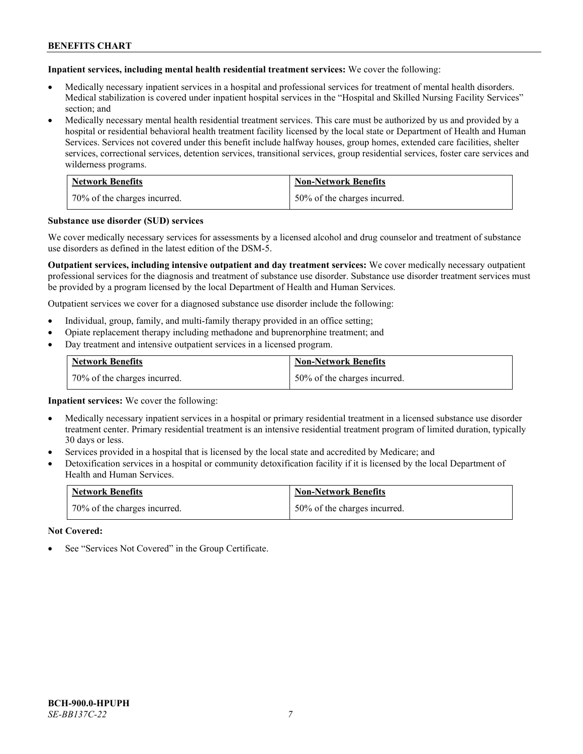**Inpatient services, including mental health residential treatment services:** We cover the following:

- Medically necessary inpatient services in a hospital and professional services for treatment of mental health disorders. Medical stabilization is covered under inpatient hospital services in the "Hospital and Skilled Nursing Facility Services" section; and
- Medically necessary mental health residential treatment services. This care must be authorized by us and provided by a hospital or residential behavioral health treatment facility licensed by the local state or Department of Health and Human Services. Services not covered under this benefit include halfway houses, group homes, extended care facilities, shelter services, correctional services, detention services, transitional services, group residential services, foster care services and wilderness programs.

| Network Benefits | Non-Network Benefits |
|---|---|
| 70% of the charges incurred. | 50% of the charges incurred. |

**Substance use disorder (SUD) services**

We cover medically necessary services for assessments by a licensed alcohol and drug counselor and treatment of substance use disorders as defined in the latest edition of the DSM-5.

**Outpatient services, including intensive outpatient and day treatment services:** We cover medically necessary outpatient professional services for the diagnosis and treatment of substance use disorder. Substance use disorder treatment services must be provided by a program licensed by the local Department of Health and Human Services.

Outpatient services we cover for a diagnosed substance use disorder include the following:

- Individual, group, family, and multi-family therapy provided in an office setting;
- Opiate replacement therapy including methadone and buprenorphine treatment; and
- Day treatment and intensive outpatient services in a licensed program.

| Network Benefits | Non-Network Benefits |
|---|---|
| 70% of the charges incurred. | 50% of the charges incurred. |

**Inpatient services:** We cover the following:

- Medically necessary inpatient services in a hospital or primary residential treatment in a licensed substance use disorder treatment center. Primary residential treatment is an intensive residential treatment program of limited duration, typically 30 days or less.
- Services provided in a hospital that is licensed by the local state and accredited by Medicare; and
- Detoxification services in a hospital or community detoxification facility if it is licensed by the local Department of Health and Human Services.

| Network Benefits | Non-Network Benefits |
|---|---|
| 70% of the charges incurred. | 50% of the charges incurred. |

**Not Covered:**

- See "Services Not Covered" in the Group Certificate.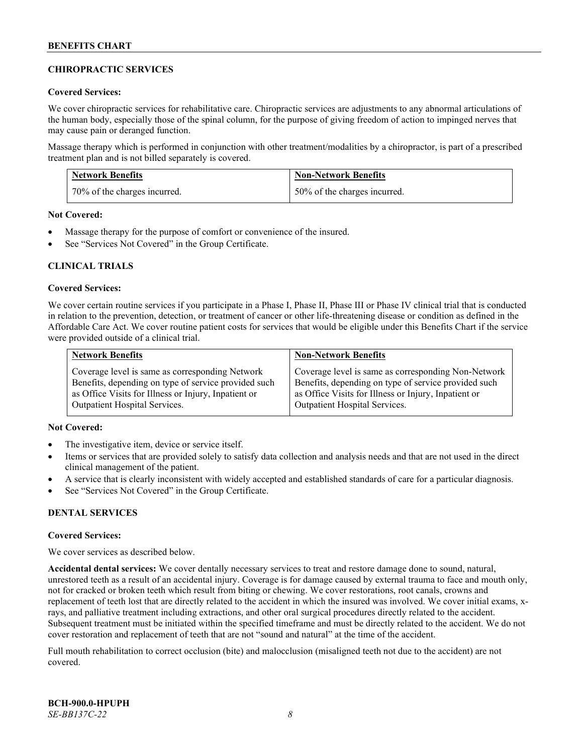## CHIROPRACTIC SERVICES

### Covered Services:

We cover chiropractic services for rehabilitative care. Chiropractic services are adjustments to any abnormal articulations of the human body, especially those of the spinal column, for the purpose of giving freedom of action to impinged nerves that may cause pain or deranged function.

Massage therapy which is performed in conjunction with other treatment/modalities by a chiropractor, is part of a prescribed treatment plan and is not billed separately is covered.

| Network Benefits | Non-Network Benefits |
|---|---|
| 70% of the charges incurred. | 50% of the charges incurred. |

### Not Covered:

- Massage therapy for the purpose of comfort or convenience of the insured.
- See "Services Not Covered" in the Group Certificate.

## CLINICAL TRIALS

### Covered Services:

We cover certain routine services if you participate in a Phase I, Phase II, Phase III or Phase IV clinical trial that is conducted in relation to the prevention, detection, or treatment of cancer or other life-threatening disease or condition as defined in the Affordable Care Act. We cover routine patient costs for services that would be eligible under this Benefits Chart if the service were provided outside of a clinical trial.

| Network Benefits | Non-Network Benefits |
|---|---|
| Coverage level is same as corresponding Network Benefits, depending on type of service provided such as Office Visits for Illness or Injury, Inpatient or Outpatient Hospital Services. | Coverage level is same as corresponding Non-Network Benefits, depending on type of service provided such as Office Visits for Illness or Injury, Inpatient or Outpatient Hospital Services. |

### Not Covered:

- The investigative item, device or service itself.
- Items or services that are provided solely to satisfy data collection and analysis needs and that are not used in the direct clinical management of the patient.
- A service that is clearly inconsistent with widely accepted and established standards of care for a particular diagnosis.
- See "Services Not Covered" in the Group Certificate.

## DENTAL SERVICES

### Covered Services:

We cover services as described below.

**Accidental dental services:** We cover dentally necessary services to treat and restore damage done to sound, natural, unrestored teeth as a result of an accidental injury. Coverage is for damage caused by external trauma to face and mouth only, not for cracked or broken teeth which result from biting or chewing. We cover restorations, root canals, crowns and replacement of teeth lost that are directly related to the accident in which the insured was involved. We cover initial exams, x-rays, and palliative treatment including extractions, and other oral surgical procedures directly related to the accident. Subsequent treatment must be initiated within the specified timeframe and must be directly related to the accident. We do not cover restoration and replacement of teeth that are not "sound and natural" at the time of the accident.

Full mouth rehabilitation to correct occlusion (bite) and malocclusion (misaligned teeth not due to the accident) are not covered.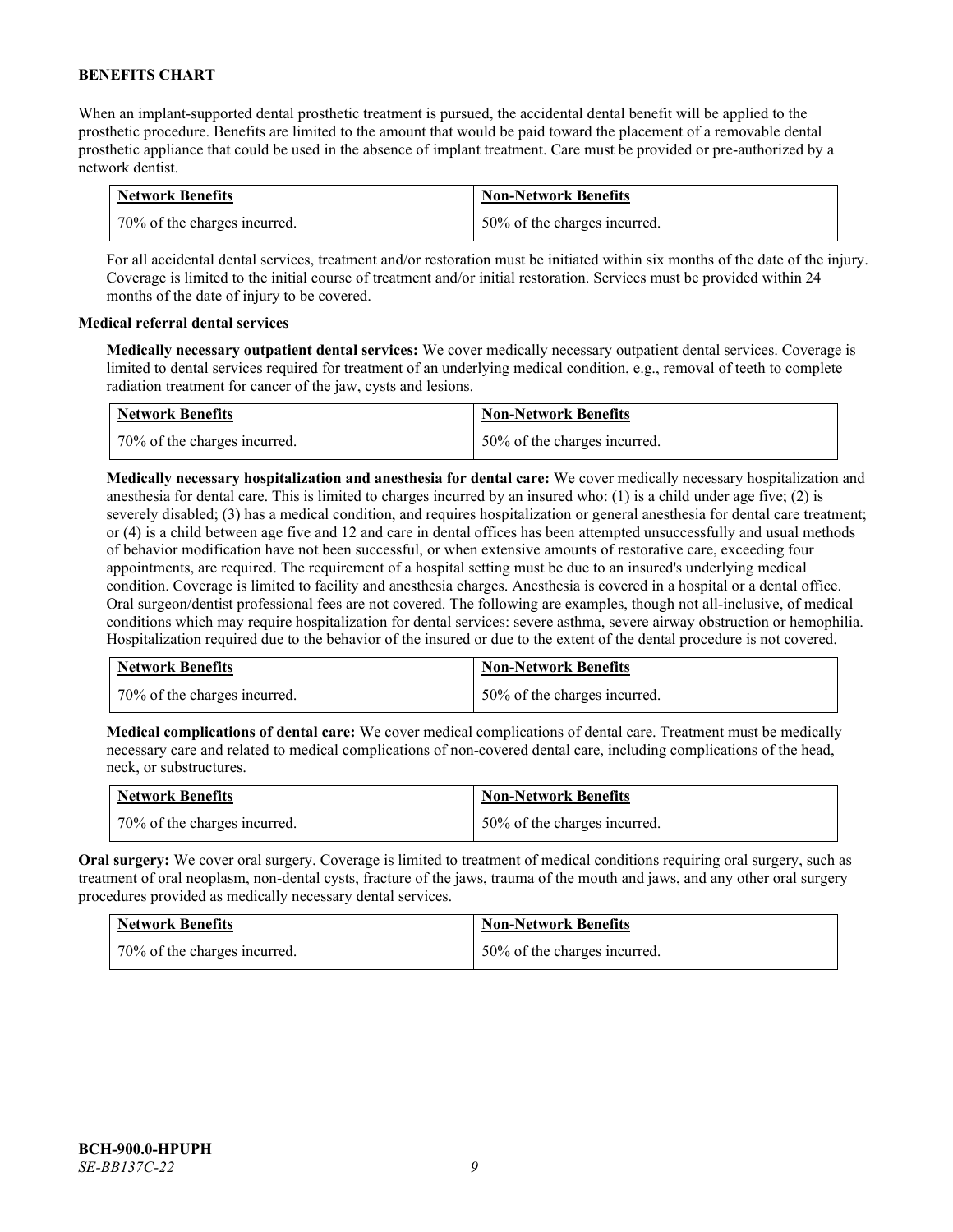When an implant-supported dental prosthetic treatment is pursued, the accidental dental benefit will be applied to the prosthetic procedure. Benefits are limited to the amount that would be paid toward the placement of a removable dental prosthetic appliance that could be used in the absence of implant treatment. Care must be provided or pre-authorized by a network dentist.

| Network Benefits | Non-Network Benefits |
|---|---|
| 70% of the charges incurred. | 50% of the charges incurred. |

For all accidental dental services, treatment and/or restoration must be initiated within six months of the date of the injury. Coverage is limited to the initial course of treatment and/or initial restoration. Services must be provided within 24 months of the date of injury to be covered.

**Medical referral dental services**

**Medically necessary outpatient dental services:** We cover medically necessary outpatient dental services. Coverage is limited to dental services required for treatment of an underlying medical condition, e.g., removal of teeth to complete radiation treatment for cancer of the jaw, cysts and lesions.

| Network Benefits | Non-Network Benefits |
|---|---|
| 70% of the charges incurred. | 50% of the charges incurred. |

**Medically necessary hospitalization and anesthesia for dental care:** We cover medically necessary hospitalization and anesthesia for dental care. This is limited to charges incurred by an insured who: (1) is a child under age five; (2) is severely disabled; (3) has a medical condition, and requires hospitalization or general anesthesia for dental care treatment; or (4) is a child between age five and 12 and care in dental offices has been attempted unsuccessfully and usual methods of behavior modification have not been successful, or when extensive amounts of restorative care, exceeding four appointments, are required. The requirement of a hospital setting must be due to an insured's underlying medical condition. Coverage is limited to facility and anesthesia charges. Anesthesia is covered in a hospital or a dental office. Oral surgeon/dentist professional fees are not covered. The following are examples, though not all-inclusive, of medical conditions which may require hospitalization for dental services: severe asthma, severe airway obstruction or hemophilia. Hospitalization required due to the behavior of the insured or due to the extent of the dental procedure is not covered.

| Network Benefits | Non-Network Benefits |
|---|---|
| 70% of the charges incurred. | 50% of the charges incurred. |

**Medical complications of dental care:** We cover medical complications of dental care. Treatment must be medically necessary care and related to medical complications of non-covered dental care, including complications of the head, neck, or substructures.

| Network Benefits | Non-Network Benefits |
|---|---|
| 70% of the charges incurred. | 50% of the charges incurred. |

**Oral surgery:** We cover oral surgery. Coverage is limited to treatment of medical conditions requiring oral surgery, such as treatment of oral neoplasm, non-dental cysts, fracture of the jaws, trauma of the mouth and jaws, and any other oral surgery procedures provided as medically necessary dental services.

| Network Benefits | Non-Network Benefits |
|---|---|
| 70% of the charges incurred. | 50% of the charges incurred. |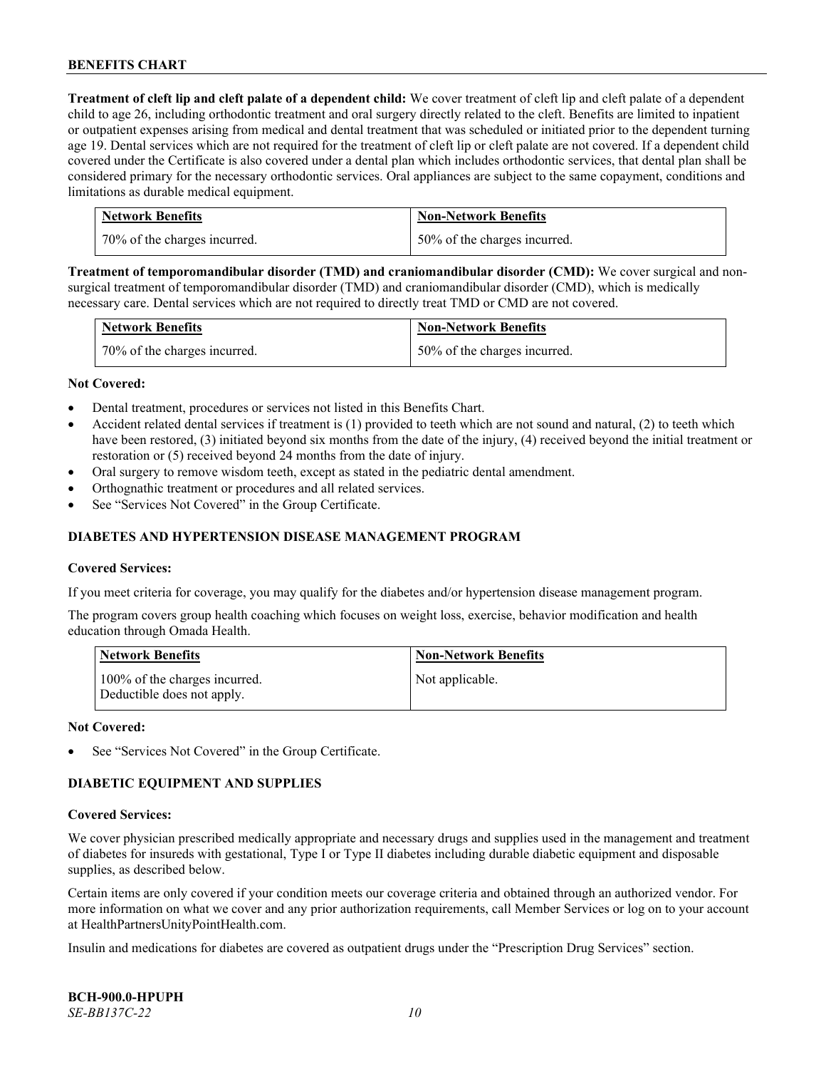**Treatment of cleft lip and cleft palate of a dependent child:** We cover treatment of cleft lip and cleft palate of a dependent child to age 26, including orthodontic treatment and oral surgery directly related to the cleft. Benefits are limited to inpatient or outpatient expenses arising from medical and dental treatment that was scheduled or initiated prior to the dependent turning age 19. Dental services which are not required for the treatment of cleft lip or cleft palate are not covered. If a dependent child covered under the Certificate is also covered under a dental plan which includes orthodontic services, that dental plan shall be considered primary for the necessary orthodontic services. Oral appliances are subject to the same copayment, conditions and limitations as durable medical equipment.

| Network Benefits | Non-Network Benefits |
|---|---|
| 70% of the charges incurred. | 50% of the charges incurred. |

**Treatment of temporomandibular disorder (TMD) and craniomandibular disorder (CMD):** We cover surgical and non-surgical treatment of temporomandibular disorder (TMD) and craniomandibular disorder (CMD), which is medically necessary care. Dental services which are not required to directly treat TMD or CMD are not covered.

| Network Benefits | Non-Network Benefits |
|---|---|
| 70% of the charges incurred. | 50% of the charges incurred. |

**Not Covered:**

- Dental treatment, procedures or services not listed in this Benefits Chart.
- Accident related dental services if treatment is (1) provided to teeth which are not sound and natural, (2) to teeth which have been restored, (3) initiated beyond six months from the date of the injury, (4) received beyond the initial treatment or restoration or (5) received beyond 24 months from the date of injury.
- Oral surgery to remove wisdom teeth, except as stated in the pediatric dental amendment.
- Orthognathic treatment or procedures and all related services.
- See "Services Not Covered" in the Group Certificate.

## DIABETES AND HYPERTENSION DISEASE MANAGEMENT PROGRAM

**Covered Services:**

If you meet criteria for coverage, you may qualify for the diabetes and/or hypertension disease management program.

The program covers group health coaching which focuses on weight loss, exercise, behavior modification and health education through Omada Health.

| Network Benefits | Non-Network Benefits |
|---|---|
| 100% of the charges incurred. Deductible does not apply. | Not applicable. |

**Not Covered:**

- See "Services Not Covered" in the Group Certificate.

## DIABETIC EQUIPMENT AND SUPPLIES

**Covered Services:**

We cover physician prescribed medically appropriate and necessary drugs and supplies used in the management and treatment of diabetes for insureds with gestational, Type I or Type II diabetes including durable diabetic equipment and disposable supplies, as described below.

Certain items are only covered if your condition meets our coverage criteria and obtained through an authorized vendor. For more information on what we cover and any prior authorization requirements, call Member Services or log on to your account at HealthPartnersUnityPointHealth.com.

Insulin and medications for diabetes are covered as outpatient drugs under the "Prescription Drug Services" section.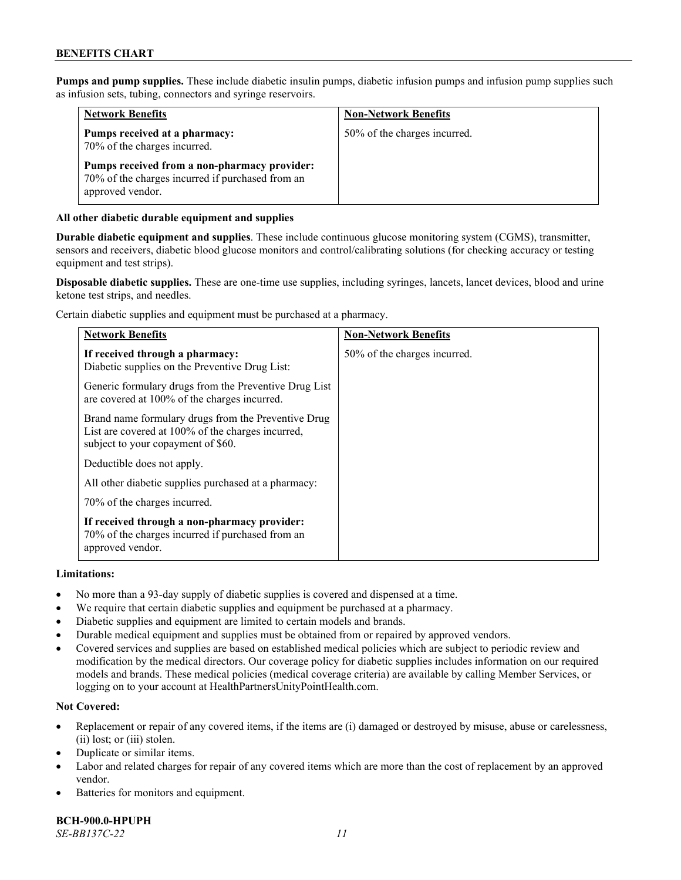**Pumps and pump supplies.** These include diabetic insulin pumps, diabetic infusion pumps and infusion pump supplies such as infusion sets, tubing, connectors and syringe reservoirs.

| Network Benefits | Non-Network Benefits |
|---|---|
| **Pumps received at a pharmacy:** 70% of the charges incurred.<br><br>**Pumps received from a non-pharmacy provider:** 70% of the charges incurred if purchased from an approved vendor. | 50% of the charges incurred. |

**All other diabetic durable equipment and supplies**

**Durable diabetic equipment and supplies**. These include continuous glucose monitoring system (CGMS), transmitter, sensors and receivers, diabetic blood glucose monitors and control/calibrating solutions (for checking accuracy or testing equipment and test strips).

**Disposable diabetic supplies.** These are one-time use supplies, including syringes, lancets, lancet devices, blood and urine ketone test strips, and needles.

Certain diabetic supplies and equipment must be purchased at a pharmacy.

| Network Benefits | Non-Network Benefits |
|---|---|
| **If received through a pharmacy:** Diabetic supplies on the Preventive Drug List:<br><br>Generic formulary drugs from the Preventive Drug List are covered at 100% of the charges incurred.<br><br>Brand name formulary drugs from the Preventive Drug List are covered at 100% of the charges incurred, subject to your copayment of $60.<br><br>Deductible does not apply.<br><br>All other diabetic supplies purchased at a pharmacy:<br><br>70% of the charges incurred.<br><br>**If received through a non-pharmacy provider:** 70% of the charges incurred if purchased from an approved vendor. | 50% of the charges incurred. |

**Limitations:**

- No more than a 93-day supply of diabetic supplies is covered and dispensed at a time.
- We require that certain diabetic supplies and equipment be purchased at a pharmacy.
- Diabetic supplies and equipment are limited to certain models and brands.
- Durable medical equipment and supplies must be obtained from or repaired by approved vendors.
- Covered services and supplies are based on established medical policies which are subject to periodic review and modification by the medical directors. Our coverage policy for diabetic supplies includes information on our required models and brands. These medical policies (medical coverage criteria) are available by calling Member Services, or logging on to your account at HealthPartnersUnityPointHealth.com.

**Not Covered:**

- Replacement or repair of any covered items, if the items are (i) damaged or destroyed by misuse, abuse or carelessness, (ii) lost; or (iii) stolen.
- Duplicate or similar items.
- Labor and related charges for repair of any covered items which are more than the cost of replacement by an approved vendor.
- Batteries for monitors and equipment.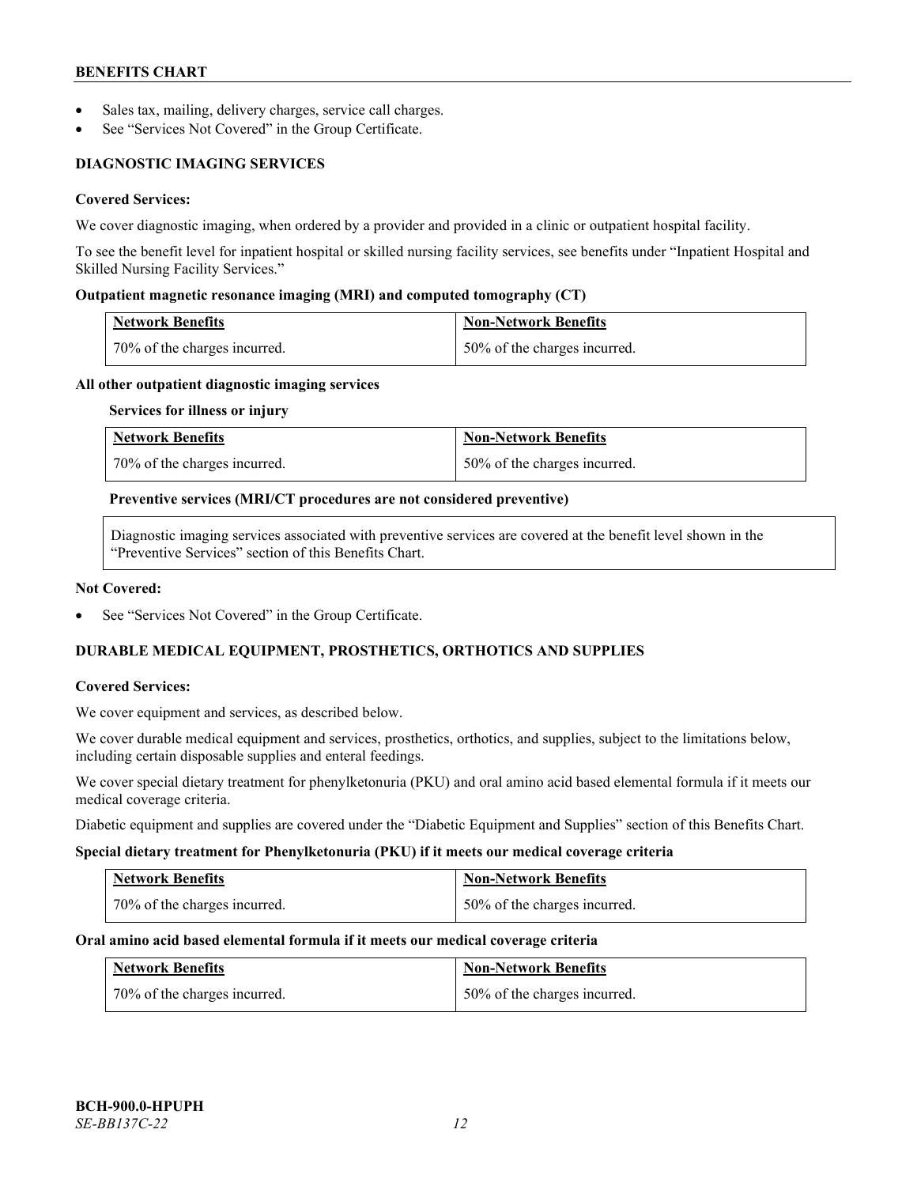- Sales tax, mailing, delivery charges, service call charges.
- See "Services Not Covered" in the Group Certificate.

### DIAGNOSTIC IMAGING SERVICES

**Covered Services:**

We cover diagnostic imaging, when ordered by a provider and provided in a clinic or outpatient hospital facility.

To see the benefit level for inpatient hospital or skilled nursing facility services, see benefits under "Inpatient Hospital and Skilled Nursing Facility Services."

**Outpatient magnetic resonance imaging (MRI) and computed tomography (CT)**

| Network Benefits | Non-Network Benefits |
|---|---|
| 70% of the charges incurred. | 50% of the charges incurred. |

**All other outpatient diagnostic imaging services**

**Services for illness or injury**

| Network Benefits | Non-Network Benefits |
|---|---|
| 70% of the charges incurred. | 50% of the charges incurred. |

**Preventive services (MRI/CT procedures are not considered preventive)**

Diagnostic imaging services associated with preventive services are covered at the benefit level shown in the "Preventive Services" section of this Benefits Chart.

**Not Covered:**

- See "Services Not Covered" in the Group Certificate.

### DURABLE MEDICAL EQUIPMENT, PROSTHETICS, ORTHOTICS AND SUPPLIES

**Covered Services:**

We cover equipment and services, as described below.

We cover durable medical equipment and services, prosthetics, orthotics, and supplies, subject to the limitations below, including certain disposable supplies and enteral feedings.

We cover special dietary treatment for phenylketonuria (PKU) and oral amino acid based elemental formula if it meets our medical coverage criteria.

Diabetic equipment and supplies are covered under the "Diabetic Equipment and Supplies" section of this Benefits Chart.

**Special dietary treatment for Phenylketonuria (PKU) if it meets our medical coverage criteria**

| Network Benefits | Non-Network Benefits |
|---|---|
| 70% of the charges incurred. | 50% of the charges incurred. |

**Oral amino acid based elemental formula if it meets our medical coverage criteria**

| Network Benefits | Non-Network Benefits |
|---|---|
| 70% of the charges incurred. | 50% of the charges incurred. |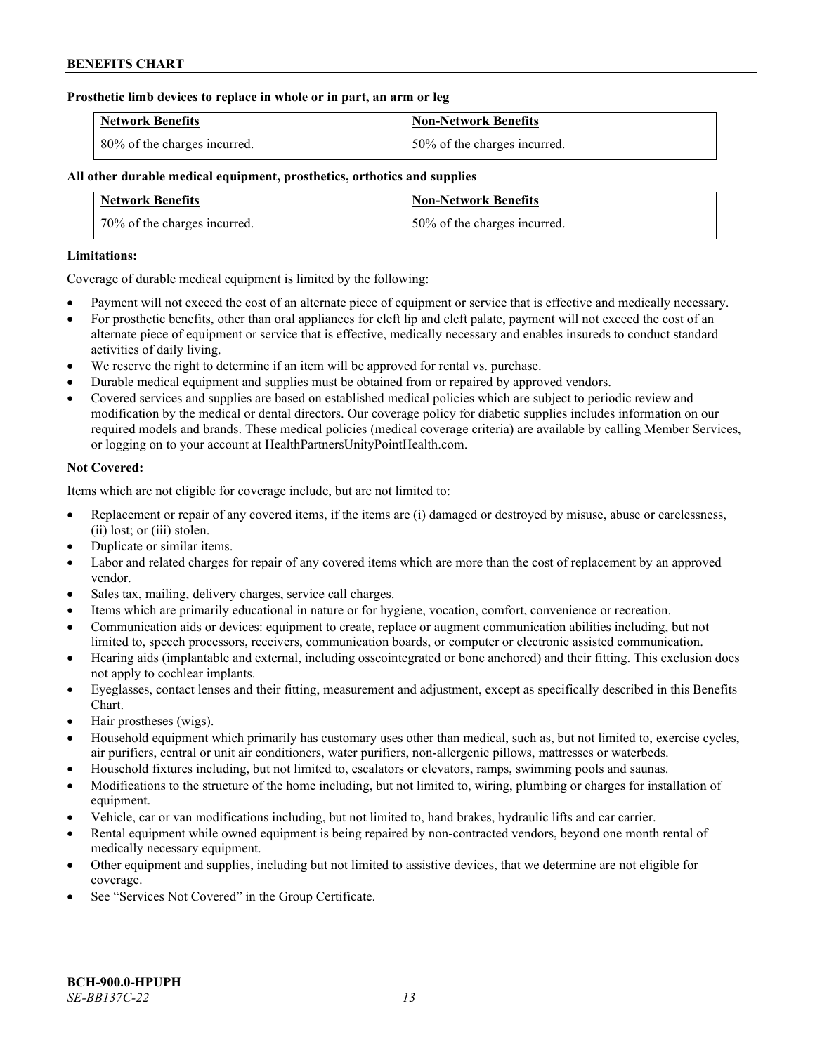**Prosthetic limb devices to replace in whole or in part, an arm or leg**

| Network Benefits | Non-Network Benefits |
|---|---|
| 80% of the charges incurred. | 50% of the charges incurred. |

**All other durable medical equipment, prosthetics, orthotics and supplies**

| Network Benefits | Non-Network Benefits |
|---|---|
| 70% of the charges incurred. | 50% of the charges incurred. |

**Limitations:**

Coverage of durable medical equipment is limited by the following:

- Payment will not exceed the cost of an alternate piece of equipment or service that is effective and medically necessary.
- For prosthetic benefits, other than oral appliances for cleft lip and cleft palate, payment will not exceed the cost of an alternate piece of equipment or service that is effective, medically necessary and enables insureds to conduct standard activities of daily living.
- We reserve the right to determine if an item will be approved for rental vs. purchase.
- Durable medical equipment and supplies must be obtained from or repaired by approved vendors.
- Covered services and supplies are based on established medical policies which are subject to periodic review and modification by the medical or dental directors. Our coverage policy for diabetic supplies includes information on our required models and brands. These medical policies (medical coverage criteria) are available by calling Member Services, or logging on to your account at HealthPartnersUnityPointHealth.com.

**Not Covered:**

Items which are not eligible for coverage include, but are not limited to:

- Replacement or repair of any covered items, if the items are (i) damaged or destroyed by misuse, abuse or carelessness, (ii) lost; or (iii) stolen.
- Duplicate or similar items.
- Labor and related charges for repair of any covered items which are more than the cost of replacement by an approved vendor.
- Sales tax, mailing, delivery charges, service call charges.
- Items which are primarily educational in nature or for hygiene, vocation, comfort, convenience or recreation.
- Communication aids or devices: equipment to create, replace or augment communication abilities including, but not limited to, speech processors, receivers, communication boards, or computer or electronic assisted communication.
- Hearing aids (implantable and external, including osseointegrated or bone anchored) and their fitting. This exclusion does not apply to cochlear implants.
- Eyeglasses, contact lenses and their fitting, measurement and adjustment, except as specifically described in this Benefits Chart.
- Hair prostheses (wigs).
- Household equipment which primarily has customary uses other than medical, such as, but not limited to, exercise cycles, air purifiers, central or unit air conditioners, water purifiers, non-allergenic pillows, mattresses or waterbeds.
- Household fixtures including, but not limited to, escalators or elevators, ramps, swimming pools and saunas.
- Modifications to the structure of the home including, but not limited to, wiring, plumbing or charges for installation of equipment.
- Vehicle, car or van modifications including, but not limited to, hand brakes, hydraulic lifts and car carrier.
- Rental equipment while owned equipment is being repaired by non-contracted vendors, beyond one month rental of medically necessary equipment.
- Other equipment and supplies, including but not limited to assistive devices, that we determine are not eligible for coverage.
- See "Services Not Covered" in the Group Certificate.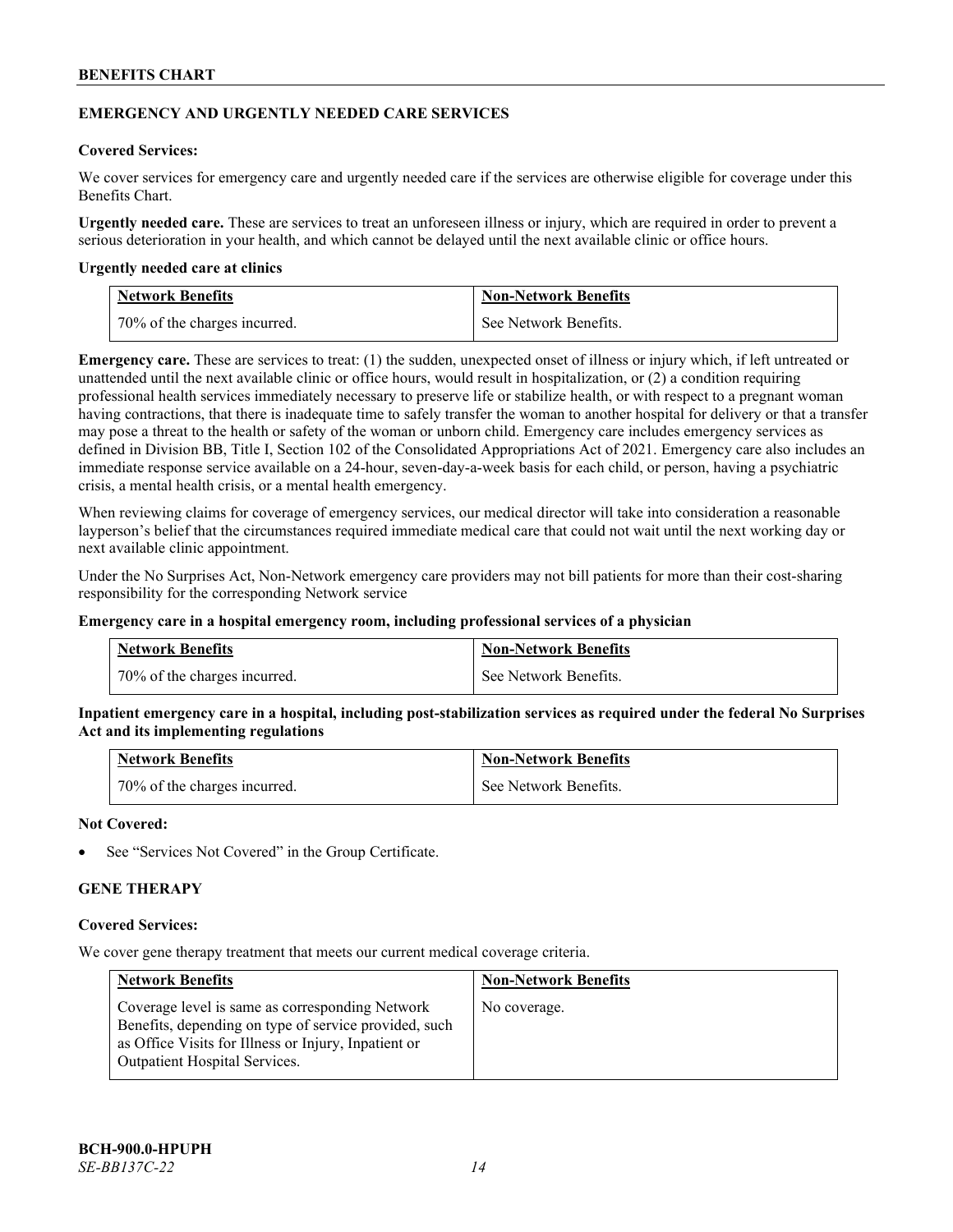## EMERGENCY AND URGENTLY NEEDED CARE SERVICES

**Covered Services:**

We cover services for emergency care and urgently needed care if the services are otherwise eligible for coverage under this Benefits Chart.

**Urgently needed care.** These are services to treat an unforeseen illness or injury, which are required in order to prevent a serious deterioration in your health, and which cannot be delayed until the next available clinic or office hours.

**Urgently needed care at clinics**

| Network Benefits | Non-Network Benefits |
| --- | --- |
| 70% of the charges incurred. | See Network Benefits. |

**Emergency care.** These are services to treat: (1) the sudden, unexpected onset of illness or injury which, if left untreated or unattended until the next available clinic or office hours, would result in hospitalization, or (2) a condition requiring professional health services immediately necessary to preserve life or stabilize health, or with respect to a pregnant woman having contractions, that there is inadequate time to safely transfer the woman to another hospital for delivery or that a transfer may pose a threat to the health or safety of the woman or unborn child. Emergency care includes emergency services as defined in Division BB, Title I, Section 102 of the Consolidated Appropriations Act of 2021. Emergency care also includes an immediate response service available on a 24-hour, seven-day-a-week basis for each child, or person, having a psychiatric crisis, a mental health crisis, or a mental health emergency.

When reviewing claims for coverage of emergency services, our medical director will take into consideration a reasonable layperson's belief that the circumstances required immediate medical care that could not wait until the next working day or next available clinic appointment.

Under the No Surprises Act, Non-Network emergency care providers may not bill patients for more than their cost-sharing responsibility for the corresponding Network service

**Emergency care in a hospital emergency room, including professional services of a physician**

| Network Benefits | Non-Network Benefits |
| --- | --- |
| 70% of the charges incurred. | See Network Benefits. |

**Inpatient emergency care in a hospital, including post-stabilization services as required under the federal No Surprises Act and its implementing regulations**

| Network Benefits | Non-Network Benefits |
| --- | --- |
| 70% of the charges incurred. | See Network Benefits. |

**Not Covered:**

- See "Services Not Covered" in the Group Certificate.

## GENE THERAPY

**Covered Services:**

We cover gene therapy treatment that meets our current medical coverage criteria.

| Network Benefits | Non-Network Benefits |
| --- | --- |
| Coverage level is same as corresponding Network Benefits, depending on type of service provided, such as Office Visits for Illness or Injury, Inpatient or Outpatient Hospital Services. | No coverage. |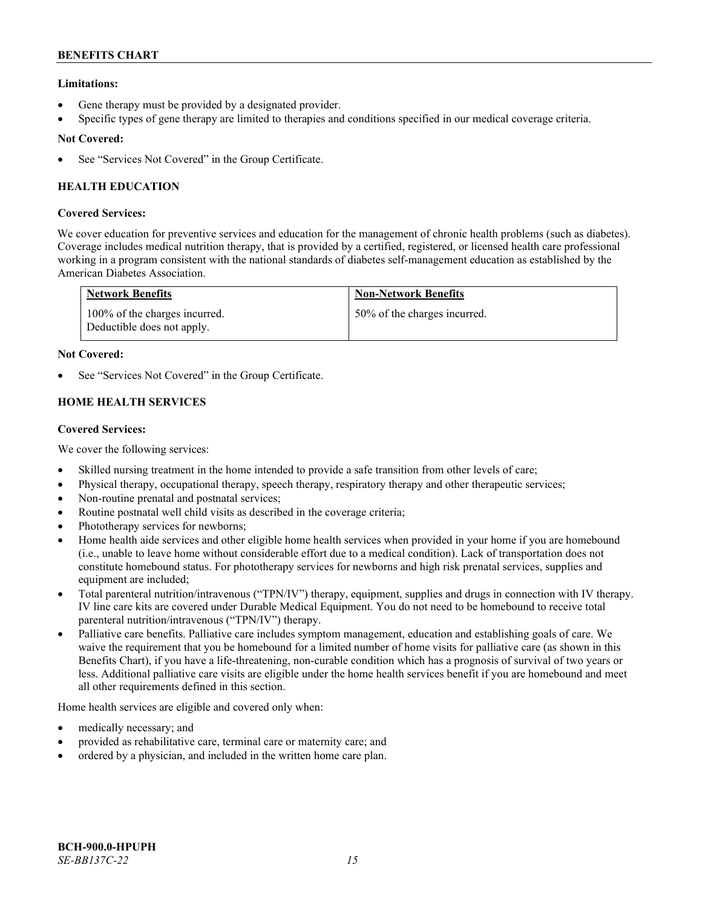**Limitations:**

- Gene therapy must be provided by a designated provider.
- Specific types of gene therapy are limited to therapies and conditions specified in our medical coverage criteria.

**Not Covered:**

- See "Services Not Covered" in the Group Certificate.

### HEALTH EDUCATION

**Covered Services:**

We cover education for preventive services and education for the management of chronic health problems (such as diabetes). Coverage includes medical nutrition therapy, that is provided by a certified, registered, or licensed health care professional working in a program consistent with the national standards of diabetes self-management education as established by the American Diabetes Association.

| Network Benefits | Non-Network Benefits |
|---|---|
| 100% of the charges incurred. Deductible does not apply. | 50% of the charges incurred. |

**Not Covered:**

- See "Services Not Covered" in the Group Certificate.

### HOME HEALTH SERVICES

**Covered Services:**

We cover the following services:

- Skilled nursing treatment in the home intended to provide a safe transition from other levels of care;
- Physical therapy, occupational therapy, speech therapy, respiratory therapy and other therapeutic services;
- Non-routine prenatal and postnatal services;
- Routine postnatal well child visits as described in the coverage criteria;
- Phototherapy services for newborns;
- Home health aide services and other eligible home health services when provided in your home if you are homebound (i.e., unable to leave home without considerable effort due to a medical condition). Lack of transportation does not constitute homebound status. For phototherapy services for newborns and high risk prenatal services, supplies and equipment are included;
- Total parenteral nutrition/intravenous ("TPN/IV") therapy, equipment, supplies and drugs in connection with IV therapy. IV line care kits are covered under Durable Medical Equipment. You do not need to be homebound to receive total parenteral nutrition/intravenous ("TPN/IV") therapy.
- Palliative care benefits. Palliative care includes symptom management, education and establishing goals of care. We waive the requirement that you be homebound for a limited number of home visits for palliative care (as shown in this Benefits Chart), if you have a life-threatening, non-curable condition which has a prognosis of survival of two years or less. Additional palliative care visits are eligible under the home health services benefit if you are homebound and meet all other requirements defined in this section.

Home health services are eligible and covered only when:

- medically necessary; and
- provided as rehabilitative care, terminal care or maternity care; and
- ordered by a physician, and included in the written home care plan.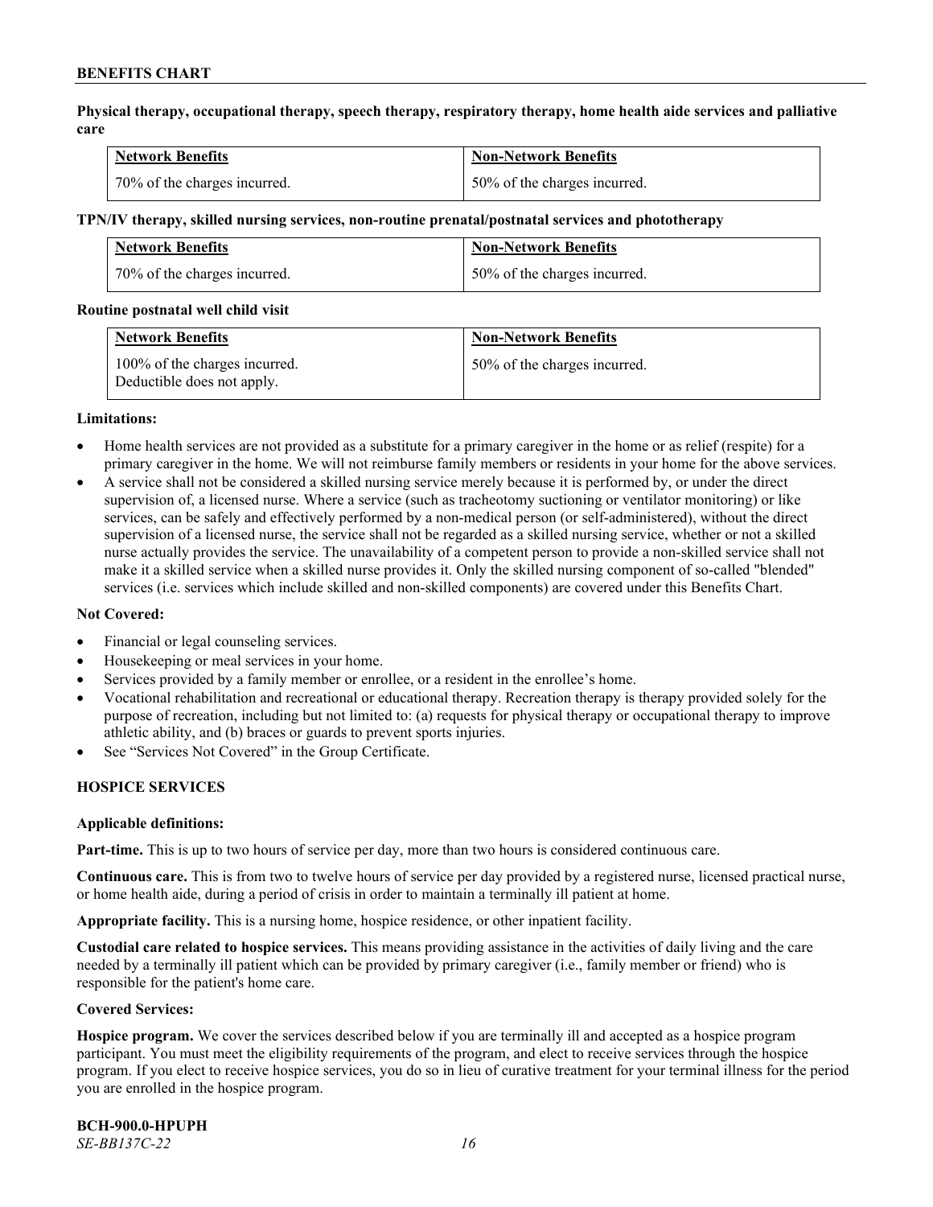**Physical therapy, occupational therapy, speech therapy, respiratory therapy, home health aide services and palliative care**

| Network Benefits | Non-Network Benefits |
|---|---|
| 70% of the charges incurred. | 50% of the charges incurred. |

**TPN/IV therapy, skilled nursing services, non-routine prenatal/postnatal services and phototherapy**

| Network Benefits | Non-Network Benefits |
|---|---|
| 70% of the charges incurred. | 50% of the charges incurred. |

**Routine postnatal well child visit**

| Network Benefits | Non-Network Benefits |
|---|---|
| 100% of the charges incurred. Deductible does not apply. | 50% of the charges incurred. |

**Limitations:**

- Home health services are not provided as a substitute for a primary caregiver in the home or as relief (respite) for a primary caregiver in the home. We will not reimburse family members or residents in your home for the above services.
- A service shall not be considered a skilled nursing service merely because it is performed by, or under the direct supervision of, a licensed nurse. Where a service (such as tracheotomy suctioning or ventilator monitoring) or like services, can be safely and effectively performed by a non-medical person (or self-administered), without the direct supervision of a licensed nurse, the service shall not be regarded as a skilled nursing service, whether or not a skilled nurse actually provides the service. The unavailability of a competent person to provide a non-skilled service shall not make it a skilled service when a skilled nurse provides it. Only the skilled nursing component of so-called "blended" services (i.e. services which include skilled and non-skilled components) are covered under this Benefits Chart.

**Not Covered:**

- Financial or legal counseling services.
- Housekeeping or meal services in your home.
- Services provided by a family member or enrollee, or a resident in the enrollee's home.
- Vocational rehabilitation and recreational or educational therapy. Recreation therapy is therapy provided solely for the purpose of recreation, including but not limited to: (a) requests for physical therapy or occupational therapy to improve athletic ability, and (b) braces or guards to prevent sports injuries.
- See "Services Not Covered" in the Group Certificate.

## HOSPICE SERVICES

**Applicable definitions:**

**Part-time.** This is up to two hours of service per day, more than two hours is considered continuous care.

**Continuous care.** This is from two to twelve hours of service per day provided by a registered nurse, licensed practical nurse, or home health aide, during a period of crisis in order to maintain a terminally ill patient at home.

**Appropriate facility.** This is a nursing home, hospice residence, or other inpatient facility.

**Custodial care related to hospice services.** This means providing assistance in the activities of daily living and the care needed by a terminally ill patient which can be provided by primary caregiver (i.e., family member or friend) who is responsible for the patient's home care.

**Covered Services:**

**Hospice program.** We cover the services described below if you are terminally ill and accepted as a hospice program participant. You must meet the eligibility requirements of the program, and elect to receive services through the hospice program. If you elect to receive hospice services, you do so in lieu of curative treatment for your terminal illness for the period you are enrolled in the hospice program.

**BCH-900.0-HPUPH**
*SE-BB137C-22*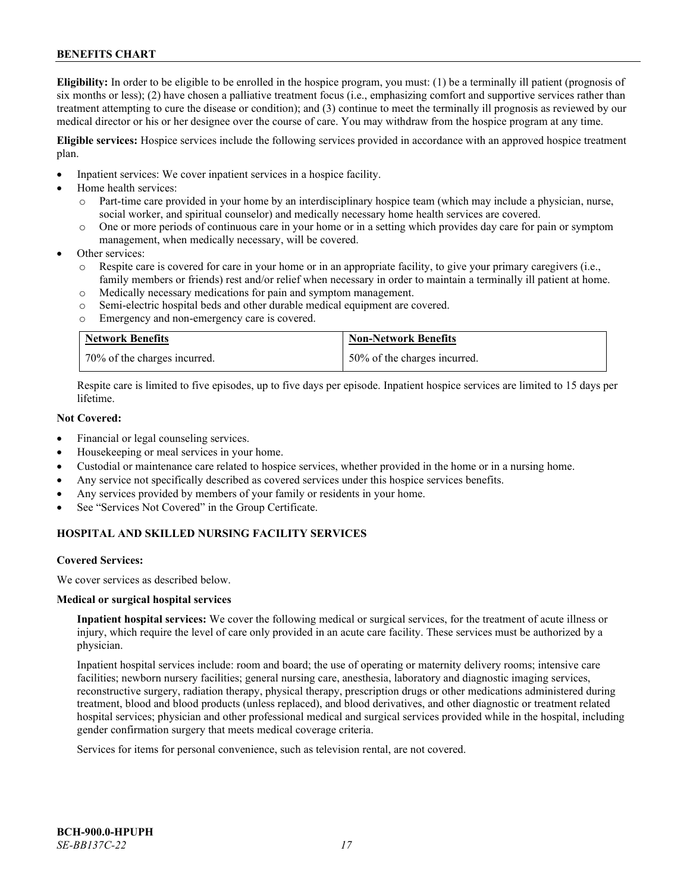**Eligibility:** In order to be eligible to be enrolled in the hospice program, you must: (1) be a terminally ill patient (prognosis of six months or less); (2) have chosen a palliative treatment focus (i.e., emphasizing comfort and supportive services rather than treatment attempting to cure the disease or condition); and (3) continue to meet the terminally ill prognosis as reviewed by our medical director or his or her designee over the course of care. You may withdraw from the hospice program at any time.

**Eligible services:** Hospice services include the following services provided in accordance with an approved hospice treatment plan.

- Inpatient services: We cover inpatient services in a hospice facility.
- Home health services:
  - Part-time care provided in your home by an interdisciplinary hospice team (which may include a physician, nurse, social worker, and spiritual counselor) and medically necessary home health services are covered.
  - One or more periods of continuous care in your home or in a setting which provides day care for pain or symptom management, when medically necessary, will be covered.
- Other services:
  - Respite care is covered for care in your home or in an appropriate facility, to give your primary caregivers (i.e., family members or friends) rest and/or relief when necessary in order to maintain a terminally ill patient at home.
  - Medically necessary medications for pain and symptom management.
  - Semi-electric hospital beds and other durable medical equipment are covered.
  - Emergency and non-emergency care is covered.

| Network Benefits | Non-Network Benefits |
|---|---|
| 70% of the charges incurred. | 50% of the charges incurred. |

Respite care is limited to five episodes, up to five days per episode. Inpatient hospice services are limited to 15 days per lifetime.

**Not Covered:**

- Financial or legal counseling services.
- Housekeeping or meal services in your home.
- Custodial or maintenance care related to hospice services, whether provided in the home or in a nursing home.
- Any service not specifically described as covered services under this hospice services benefits.
- Any services provided by members of your family or residents in your home.
- See "Services Not Covered" in the Group Certificate.

## HOSPITAL AND SKILLED NURSING FACILITY SERVICES

**Covered Services:**

We cover services as described below.

**Medical or surgical hospital services**

**Inpatient hospital services:** We cover the following medical or surgical services, for the treatment of acute illness or injury, which require the level of care only provided in an acute care facility. These services must be authorized by a physician.

Inpatient hospital services include: room and board; the use of operating or maternity delivery rooms; intensive care facilities; newborn nursery facilities; general nursing care, anesthesia, laboratory and diagnostic imaging services, reconstructive surgery, radiation therapy, physical therapy, prescription drugs or other medications administered during treatment, blood and blood products (unless replaced), and blood derivatives, and other diagnostic or treatment related hospital services; physician and other professional medical and surgical services provided while in the hospital, including gender confirmation surgery that meets medical coverage criteria.

Services for items for personal convenience, such as television rental, are not covered.

BCH-900.0-HPUPH
*SE-BB137C-22*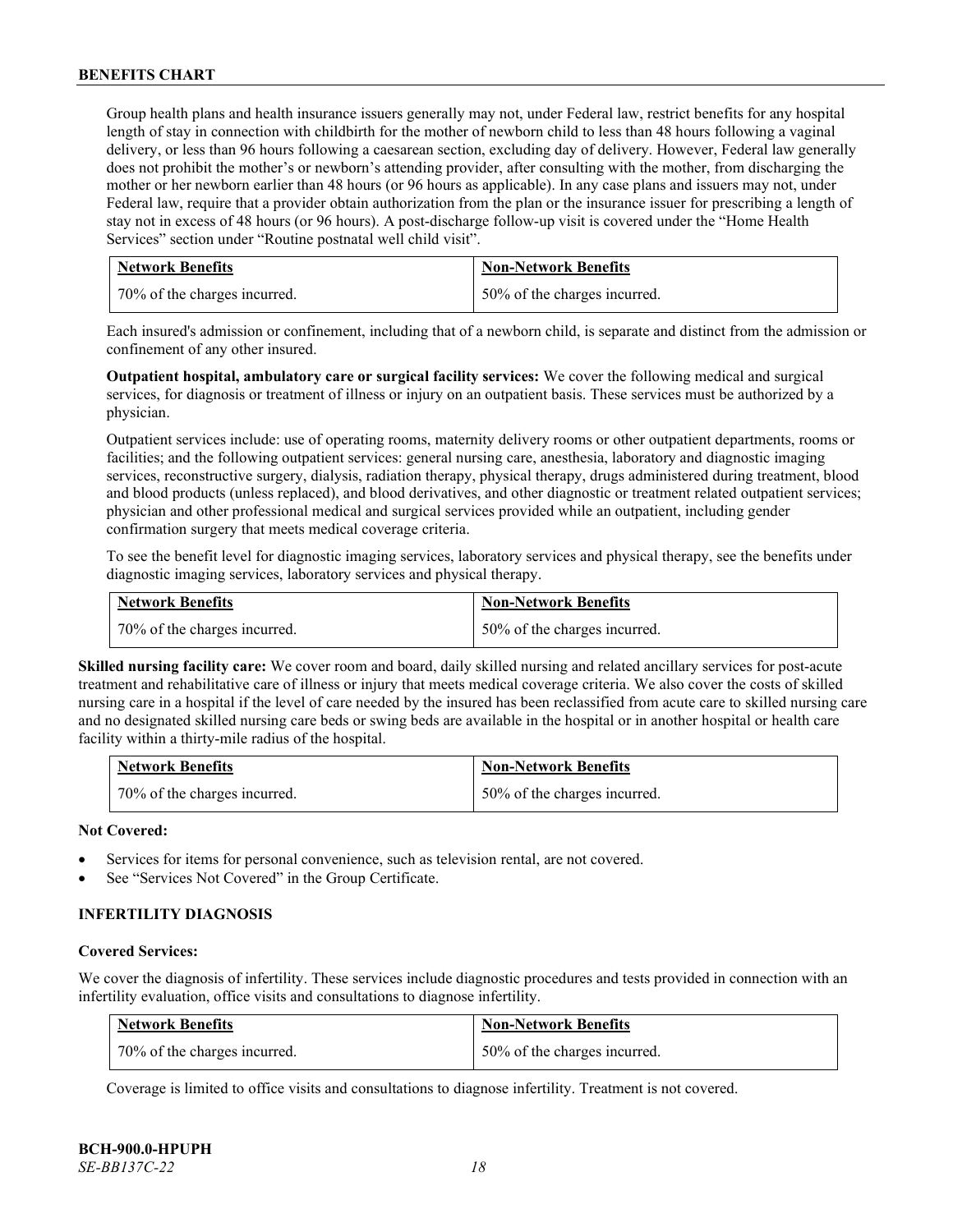Group health plans and health insurance issuers generally may not, under Federal law, restrict benefits for any hospital length of stay in connection with childbirth for the mother of newborn child to less than 48 hours following a vaginal delivery, or less than 96 hours following a caesarean section, excluding day of delivery. However, Federal law generally does not prohibit the mother's or newborn's attending provider, after consulting with the mother, from discharging the mother or her newborn earlier than 48 hours (or 96 hours as applicable). In any case plans and issuers may not, under Federal law, require that a provider obtain authorization from the plan or the insurance issuer for prescribing a length of stay not in excess of 48 hours (or 96 hours). A post-discharge follow-up visit is covered under the "Home Health Services" section under "Routine postnatal well child visit".

| Network Benefits | Non-Network Benefits |
|---|---|
| 70% of the charges incurred. | 50% of the charges incurred. |

Each insured's admission or confinement, including that of a newborn child, is separate and distinct from the admission or confinement of any other insured.

**Outpatient hospital, ambulatory care or surgical facility services:** We cover the following medical and surgical services, for diagnosis or treatment of illness or injury on an outpatient basis. These services must be authorized by a physician.

Outpatient services include: use of operating rooms, maternity delivery rooms or other outpatient departments, rooms or facilities; and the following outpatient services: general nursing care, anesthesia, laboratory and diagnostic imaging services, reconstructive surgery, dialysis, radiation therapy, physical therapy, drugs administered during treatment, blood and blood products (unless replaced), and blood derivatives, and other diagnostic or treatment related outpatient services; physician and other professional medical and surgical services provided while an outpatient, including gender confirmation surgery that meets medical coverage criteria.

To see the benefit level for diagnostic imaging services, laboratory services and physical therapy, see the benefits under diagnostic imaging services, laboratory services and physical therapy.

| Network Benefits | Non-Network Benefits |
|---|---|
| 70% of the charges incurred. | 50% of the charges incurred. |

**Skilled nursing facility care:** We cover room and board, daily skilled nursing and related ancillary services for post-acute treatment and rehabilitative care of illness or injury that meets medical coverage criteria. We also cover the costs of skilled nursing care in a hospital if the level of care needed by the insured has been reclassified from acute care to skilled nursing care and no designated skilled nursing care beds or swing beds are available in the hospital or in another hospital or health care facility within a thirty-mile radius of the hospital.

| Network Benefits | Non-Network Benefits |
|---|---|
| 70% of the charges incurred. | 50% of the charges incurred. |

**Not Covered:**

- Services for items for personal convenience, such as television rental, are not covered.
- See "Services Not Covered" in the Group Certificate.

### INFERTILITY DIAGNOSIS

**Covered Services:**

We cover the diagnosis of infertility. These services include diagnostic procedures and tests provided in connection with an infertility evaluation, office visits and consultations to diagnose infertility.

| Network Benefits | Non-Network Benefits |
|---|---|
| 70% of the charges incurred. | 50% of the charges incurred. |

Coverage is limited to office visits and consultations to diagnose infertility. Treatment is not covered.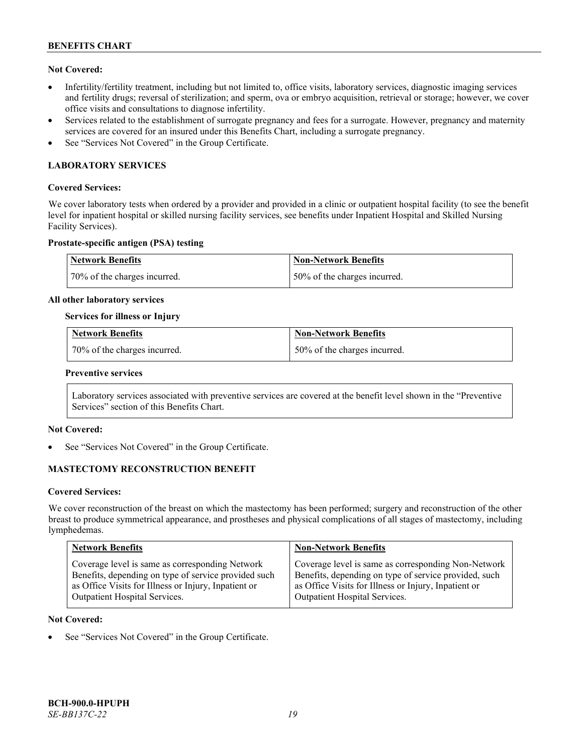**Not Covered:**

- Infertility/fertility treatment, including but not limited to, office visits, laboratory services, diagnostic imaging services and fertility drugs; reversal of sterilization; and sperm, ova or embryo acquisition, retrieval or storage; however, we cover office visits and consultations to diagnose infertility.
- Services related to the establishment of surrogate pregnancy and fees for a surrogate. However, pregnancy and maternity services are covered for an insured under this Benefits Chart, including a surrogate pregnancy.
- See "Services Not Covered" in the Group Certificate.

## LABORATORY SERVICES

**Covered Services:**

We cover laboratory tests when ordered by a provider and provided in a clinic or outpatient hospital facility (to see the benefit level for inpatient hospital or skilled nursing facility services, see benefits under Inpatient Hospital and Skilled Nursing Facility Services).

**Prostate-specific antigen (PSA) testing**

| Network Benefits | Non-Network Benefits |
|---|---|
| 70% of the charges incurred. | 50% of the charges incurred. |

**All other laboratory services**

**Services for illness or Injury**

| Network Benefits | Non-Network Benefits |
|---|---|
| 70% of the charges incurred. | 50% of the charges incurred. |

**Preventive services**

Laboratory services associated with preventive services are covered at the benefit level shown in the "Preventive Services" section of this Benefits Chart.

**Not Covered:**

- See "Services Not Covered" in the Group Certificate.

## MASTECTOMY RECONSTRUCTION BENEFIT

**Covered Services:**

We cover reconstruction of the breast on which the mastectomy has been performed; surgery and reconstruction of the other breast to produce symmetrical appearance, and prostheses and physical complications of all stages of mastectomy, including lymphedemas.

| Network Benefits | Non-Network Benefits |
|---|---|
| Coverage level is same as corresponding Network Benefits, depending on type of service provided such as Office Visits for Illness or Injury, Inpatient or Outpatient Hospital Services. | Coverage level is same as corresponding Non-Network Benefits, depending on type of service provided, such as Office Visits for Illness or Injury, Inpatient or Outpatient Hospital Services. |

**Not Covered:**

- See "Services Not Covered" in the Group Certificate.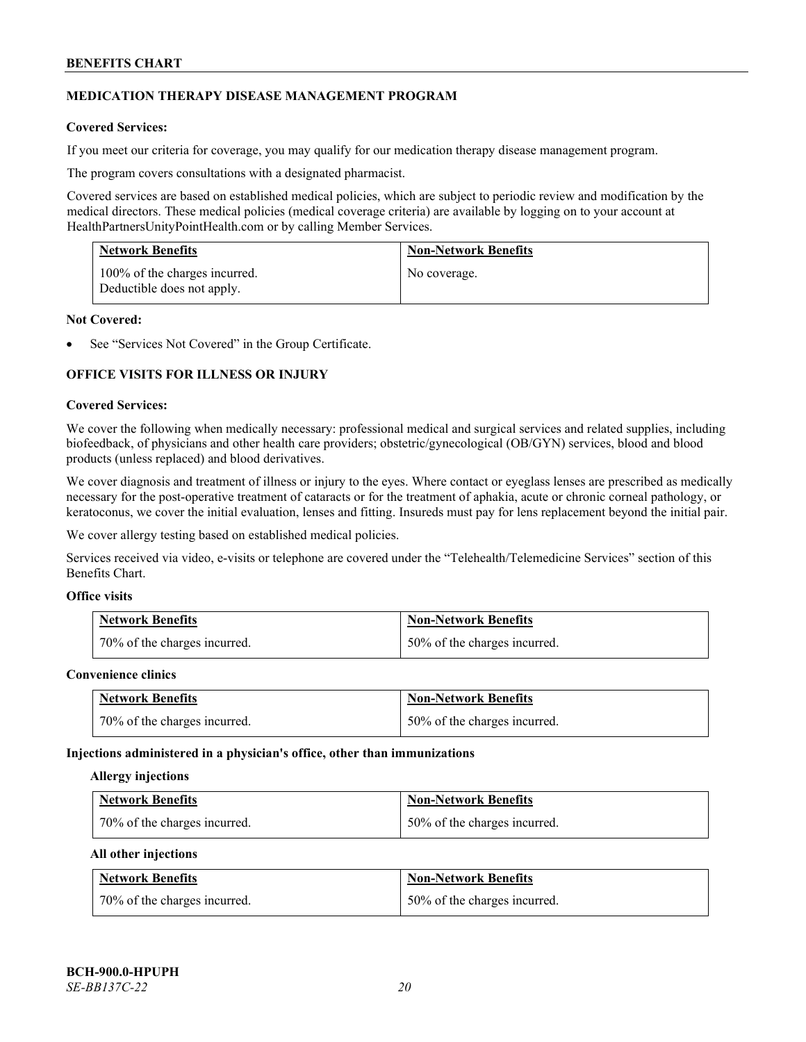## MEDICATION THERAPY DISEASE MANAGEMENT PROGRAM

**Covered Services:**

If you meet our criteria for coverage, you may qualify for our medication therapy disease management program.

The program covers consultations with a designated pharmacist.

Covered services are based on established medical policies, which are subject to periodic review and modification by the medical directors. These medical policies (medical coverage criteria) are available by logging on to your account at HealthPartnersUnityPointHealth.com or by calling Member Services.

| Network Benefits | Non-Network Benefits |
|---|---|
| 100% of the charges incurred. Deductible does not apply. | No coverage. |

**Not Covered:**

- See "Services Not Covered" in the Group Certificate.

## OFFICE VISITS FOR ILLNESS OR INJURY

**Covered Services:**

We cover the following when medically necessary: professional medical and surgical services and related supplies, including biofeedback, of physicians and other health care providers; obstetric/gynecological (OB/GYN) services, blood and blood products (unless replaced) and blood derivatives.

We cover diagnosis and treatment of illness or injury to the eyes. Where contact or eyeglass lenses are prescribed as medically necessary for the post-operative treatment of cataracts or for the treatment of aphakia, acute or chronic corneal pathology, or keratoconus, we cover the initial evaluation, lenses and fitting. Insureds must pay for lens replacement beyond the initial pair.

We cover allergy testing based on established medical policies.

Services received via video, e-visits or telephone are covered under the "Telehealth/Telemedicine Services" section of this Benefits Chart.

**Office visits**

| Network Benefits | Non-Network Benefits |
|---|---|
| 70% of the charges incurred. | 50% of the charges incurred. |

**Convenience clinics**

| Network Benefits | Non-Network Benefits |
|---|---|
| 70% of the charges incurred. | 50% of the charges incurred. |

**Injections administered in a physician's office, other than immunizations**

**Allergy injections**

| Network Benefits | Non-Network Benefits |
|---|---|
| 70% of the charges incurred. | 50% of the charges incurred. |

**All other injections**

| Network Benefits | Non-Network Benefits |
|---|---|
| 70% of the charges incurred. | 50% of the charges incurred. |

BCH-900.0-HPUPH
*SE-BB137C-22*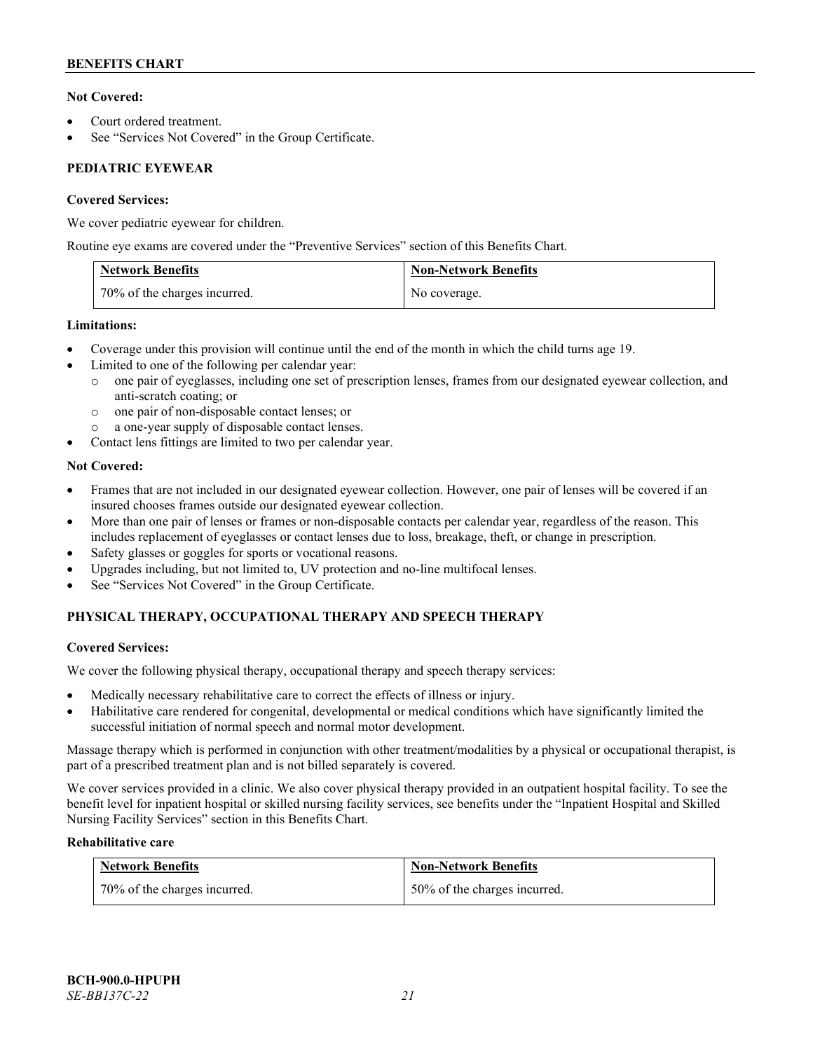**Not Covered:**

- Court ordered treatment.
- See "Services Not Covered" in the Group Certificate.

## PEDIATRIC EYEWEAR

**Covered Services:**

We cover pediatric eyewear for children.

Routine eye exams are covered under the "Preventive Services" section of this Benefits Chart.

| Network Benefits | Non-Network Benefits |
| --- | --- |
| 70% of the charges incurred. | No coverage. |

**Limitations:**

- Coverage under this provision will continue until the end of the month in which the child turns age 19.
- Limited to one of the following per calendar year:
  - one pair of eyeglasses, including one set of prescription lenses, frames from our designated eyewear collection, and anti-scratch coating; or
  - one pair of non-disposable contact lenses; or
  - a one-year supply of disposable contact lenses.
- Contact lens fittings are limited to two per calendar year.

**Not Covered:**

- Frames that are not included in our designated eyewear collection. However, one pair of lenses will be covered if an insured chooses frames outside our designated eyewear collection.
- More than one pair of lenses or frames or non-disposable contacts per calendar year, regardless of the reason. This includes replacement of eyeglasses or contact lenses due to loss, breakage, theft, or change in prescription.
- Safety glasses or goggles for sports or vocational reasons.
- Upgrades including, but not limited to, UV protection and no-line multifocal lenses.
- See "Services Not Covered" in the Group Certificate.

## PHYSICAL THERAPY, OCCUPATIONAL THERAPY AND SPEECH THERAPY

**Covered Services:**

We cover the following physical therapy, occupational therapy and speech therapy services:

- Medically necessary rehabilitative care to correct the effects of illness or injury.
- Habilitative care rendered for congenital, developmental or medical conditions which have significantly limited the successful initiation of normal speech and normal motor development.

Massage therapy which is performed in conjunction with other treatment/modalities by a physical or occupational therapist, is part of a prescribed treatment plan and is not billed separately is covered.

We cover services provided in a clinic. We also cover physical therapy provided in an outpatient hospital facility. To see the benefit level for inpatient hospital or skilled nursing facility services, see benefits under the "Inpatient Hospital and Skilled Nursing Facility Services" section in this Benefits Chart.

**Rehabilitative care**

| Network Benefits | Non-Network Benefits |
| --- | --- |
| 70% of the charges incurred. | 50% of the charges incurred. |

BCH-900.0-HPUPH
*SE-BB137C-22*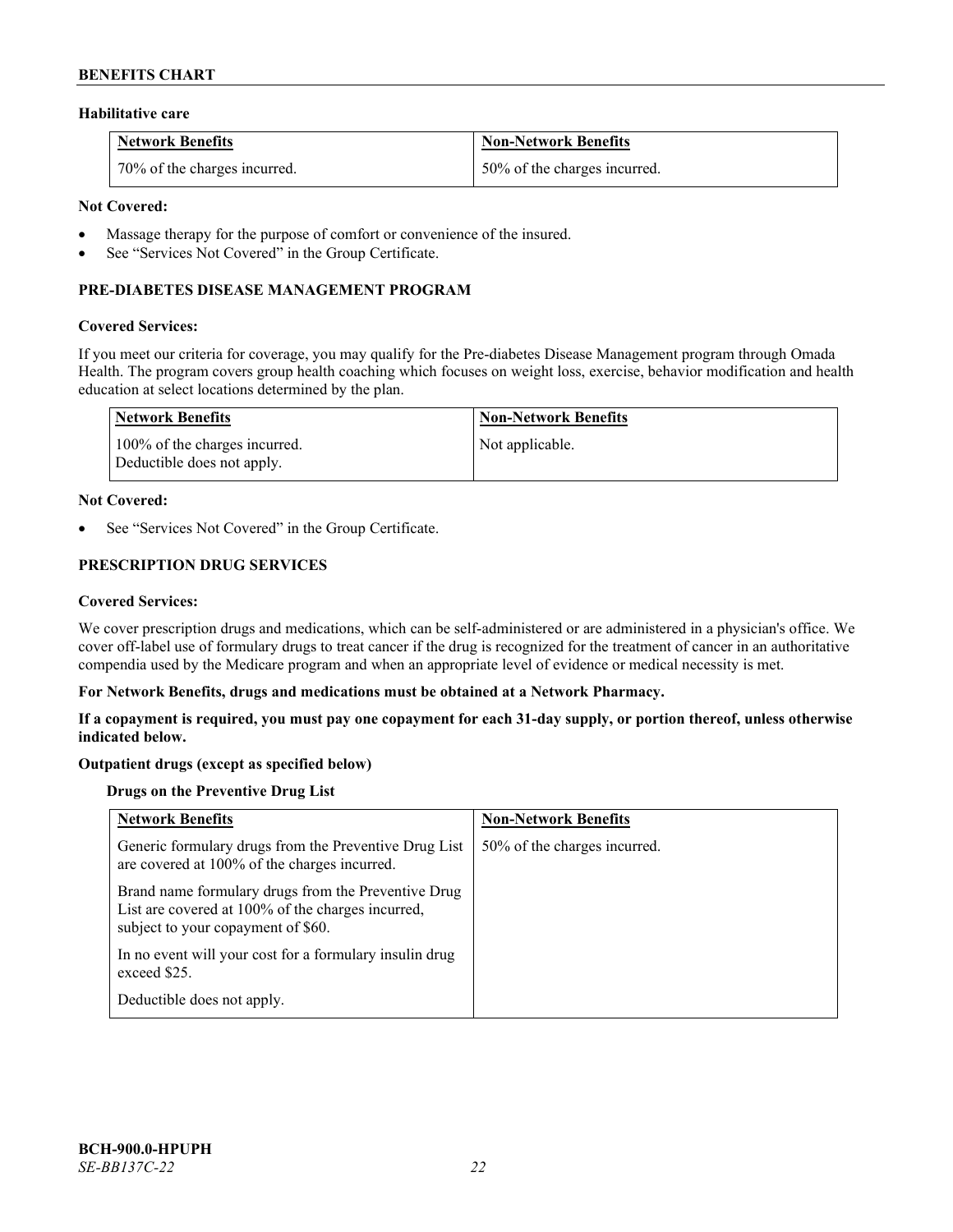**Habilitative care**

| Network Benefits | Non-Network Benefits |
|---|---|
| 70% of the charges incurred. | 50% of the charges incurred. |

**Not Covered:**

- Massage therapy for the purpose of comfort or convenience of the insured.
- See "Services Not Covered" in the Group Certificate.

### PRE-DIABETES DISEASE MANAGEMENT PROGRAM

**Covered Services:**

If you meet our criteria for coverage, you may qualify for the Pre-diabetes Disease Management program through Omada Health. The program covers group health coaching which focuses on weight loss, exercise, behavior modification and health education at select locations determined by the plan.

| Network Benefits | Non-Network Benefits |
|---|---|
| 100% of the charges incurred. Deductible does not apply. | Not applicable. |

**Not Covered:**

- See "Services Not Covered" in the Group Certificate.

### PRESCRIPTION DRUG SERVICES

**Covered Services:**

We cover prescription drugs and medications, which can be self-administered or are administered in a physician's office. We cover off-label use of formulary drugs to treat cancer if the drug is recognized for the treatment of cancer in an authoritative compendia used by the Medicare program and when an appropriate level of evidence or medical necessity is met.

**For Network Benefits, drugs and medications must be obtained at a Network Pharmacy.**

**If a copayment is required, you must pay one copayment for each 31-day supply, or portion thereof, unless otherwise indicated below.**

**Outpatient drugs (except as specified below)**

**Drugs on the Preventive Drug List**

| Network Benefits | Non-Network Benefits |
|---|---|
| Generic formulary drugs from the Preventive Drug List are covered at 100% of the charges incurred.<br><br>Brand name formulary drugs from the Preventive Drug List are covered at 100% of the charges incurred, subject to your copayment of $60.<br><br>In no event will your cost for a formulary insulin drug exceed $25.<br><br>Deductible does not apply. | 50% of the charges incurred. |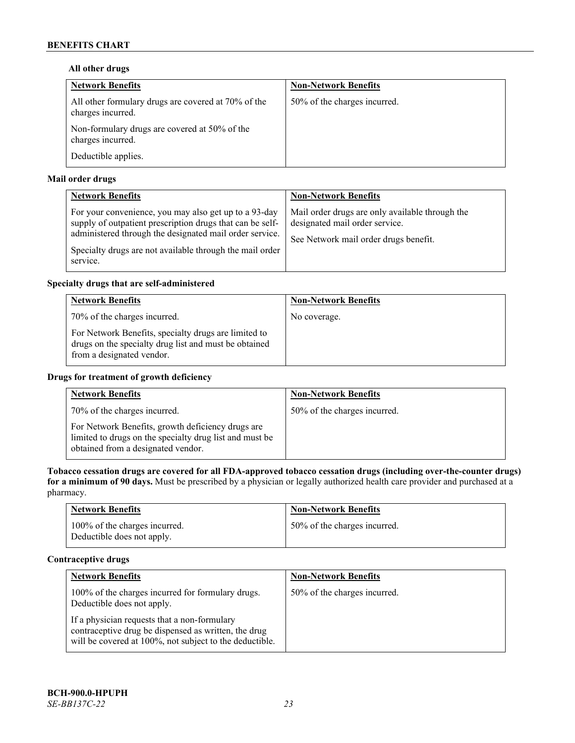**All other drugs**

| Network Benefits | Non-Network Benefits |
|---|---|
| All other formulary drugs are covered at 70% of the charges incurred.<br><br>Non-formulary drugs are covered at 50% of the charges incurred.<br><br>Deductible applies. | 50% of the charges incurred. |

**Mail order drugs**

| Network Benefits | Non-Network Benefits |
|---|---|
| For your convenience, you may also get up to a 93-day supply of outpatient prescription drugs that can be self-administered through the designated mail order service.<br><br>Specialty drugs are not available through the mail order service. | Mail order drugs are only available through the designated mail order service.<br><br>See Network mail order drugs benefit. |

**Specialty drugs that are self-administered**

| Network Benefits | Non-Network Benefits |
|---|---|
| 70% of the charges incurred.<br><br>For Network Benefits, specialty drugs are limited to drugs on the specialty drug list and must be obtained from a designated vendor. | No coverage. |

**Drugs for treatment of growth deficiency**

| Network Benefits | Non-Network Benefits |
|---|---|
| 70% of the charges incurred.<br><br>For Network Benefits, growth deficiency drugs are limited to drugs on the specialty drug list and must be obtained from a designated vendor. | 50% of the charges incurred. |

**Tobacco cessation drugs are covered for all FDA-approved tobacco cessation drugs (including over-the-counter drugs) for a minimum of 90 days.** Must be prescribed by a physician or legally authorized health care provider and purchased at a pharmacy.

| Network Benefits | Non-Network Benefits |
|---|---|
| 100% of the charges incurred.<br>Deductible does not apply. | 50% of the charges incurred. |

**Contraceptive drugs**

| Network Benefits | Non-Network Benefits |
|---|---|
| 100% of the charges incurred for formulary drugs. Deductible does not apply.<br><br>If a physician requests that a non-formulary contraceptive drug be dispensed as written, the drug will be covered at 100%, not subject to the deductible. | 50% of the charges incurred. |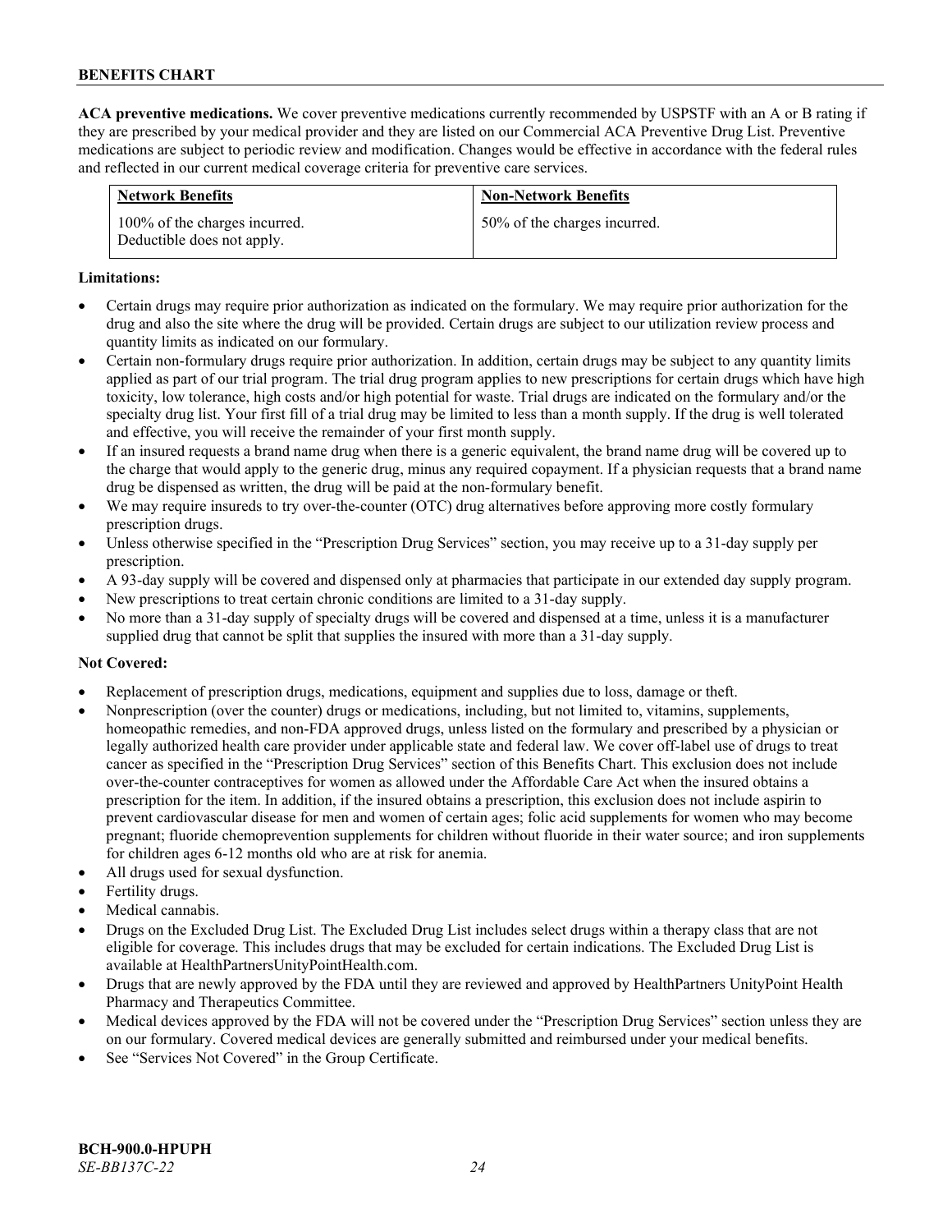**ACA preventive medications.** We cover preventive medications currently recommended by USPSTF with an A or B rating if they are prescribed by your medical provider and they are listed on our Commercial ACA Preventive Drug List. Preventive medications are subject to periodic review and modification. Changes would be effective in accordance with the federal rules and reflected in our current medical coverage criteria for preventive care services.

| Network Benefits | Non-Network Benefits |
|---|---|
| 100% of the charges incurred. Deductible does not apply. | 50% of the charges incurred. |

**Limitations:**

- Certain drugs may require prior authorization as indicated on the formulary. We may require prior authorization for the drug and also the site where the drug will be provided. Certain drugs are subject to our utilization review process and quantity limits as indicated on our formulary.
- Certain non-formulary drugs require prior authorization. In addition, certain drugs may be subject to any quantity limits applied as part of our trial program. The trial drug program applies to new prescriptions for certain drugs which have high toxicity, low tolerance, high costs and/or high potential for waste. Trial drugs are indicated on the formulary and/or the specialty drug list. Your first fill of a trial drug may be limited to less than a month supply. If the drug is well tolerated and effective, you will receive the remainder of your first month supply.
- If an insured requests a brand name drug when there is a generic equivalent, the brand name drug will be covered up to the charge that would apply to the generic drug, minus any required copayment. If a physician requests that a brand name drug be dispensed as written, the drug will be paid at the non-formulary benefit.
- We may require insureds to try over-the-counter (OTC) drug alternatives before approving more costly formulary prescription drugs.
- Unless otherwise specified in the "Prescription Drug Services" section, you may receive up to a 31-day supply per prescription.
- A 93-day supply will be covered and dispensed only at pharmacies that participate in our extended day supply program.
- New prescriptions to treat certain chronic conditions are limited to a 31-day supply.
- No more than a 31-day supply of specialty drugs will be covered and dispensed at a time, unless it is a manufacturer supplied drug that cannot be split that supplies the insured with more than a 31-day supply.

**Not Covered:**

- Replacement of prescription drugs, medications, equipment and supplies due to loss, damage or theft.
- Nonprescription (over the counter) drugs or medications, including, but not limited to, vitamins, supplements, homeopathic remedies, and non-FDA approved drugs, unless listed on the formulary and prescribed by a physician or legally authorized health care provider under applicable state and federal law. We cover off-label use of drugs to treat cancer as specified in the "Prescription Drug Services" section of this Benefits Chart. This exclusion does not include over-the-counter contraceptives for women as allowed under the Affordable Care Act when the insured obtains a prescription for the item. In addition, if the insured obtains a prescription, this exclusion does not include aspirin to prevent cardiovascular disease for men and women of certain ages; folic acid supplements for women who may become pregnant; fluoride chemoprevention supplements for children without fluoride in their water source; and iron supplements for children ages 6-12 months old who are at risk for anemia.
- All drugs used for sexual dysfunction.
- Fertility drugs.
- Medical cannabis.
- Drugs on the Excluded Drug List. The Excluded Drug List includes select drugs within a therapy class that are not eligible for coverage. This includes drugs that may be excluded for certain indications. The Excluded Drug List is available at HealthPartnersUnityPointHealth.com.
- Drugs that are newly approved by the FDA until they are reviewed and approved by HealthPartners UnityPoint Health Pharmacy and Therapeutics Committee.
- Medical devices approved by the FDA will not be covered under the "Prescription Drug Services" section unless they are on our formulary. Covered medical devices are generally submitted and reimbursed under your medical benefits.
- See "Services Not Covered" in the Group Certificate.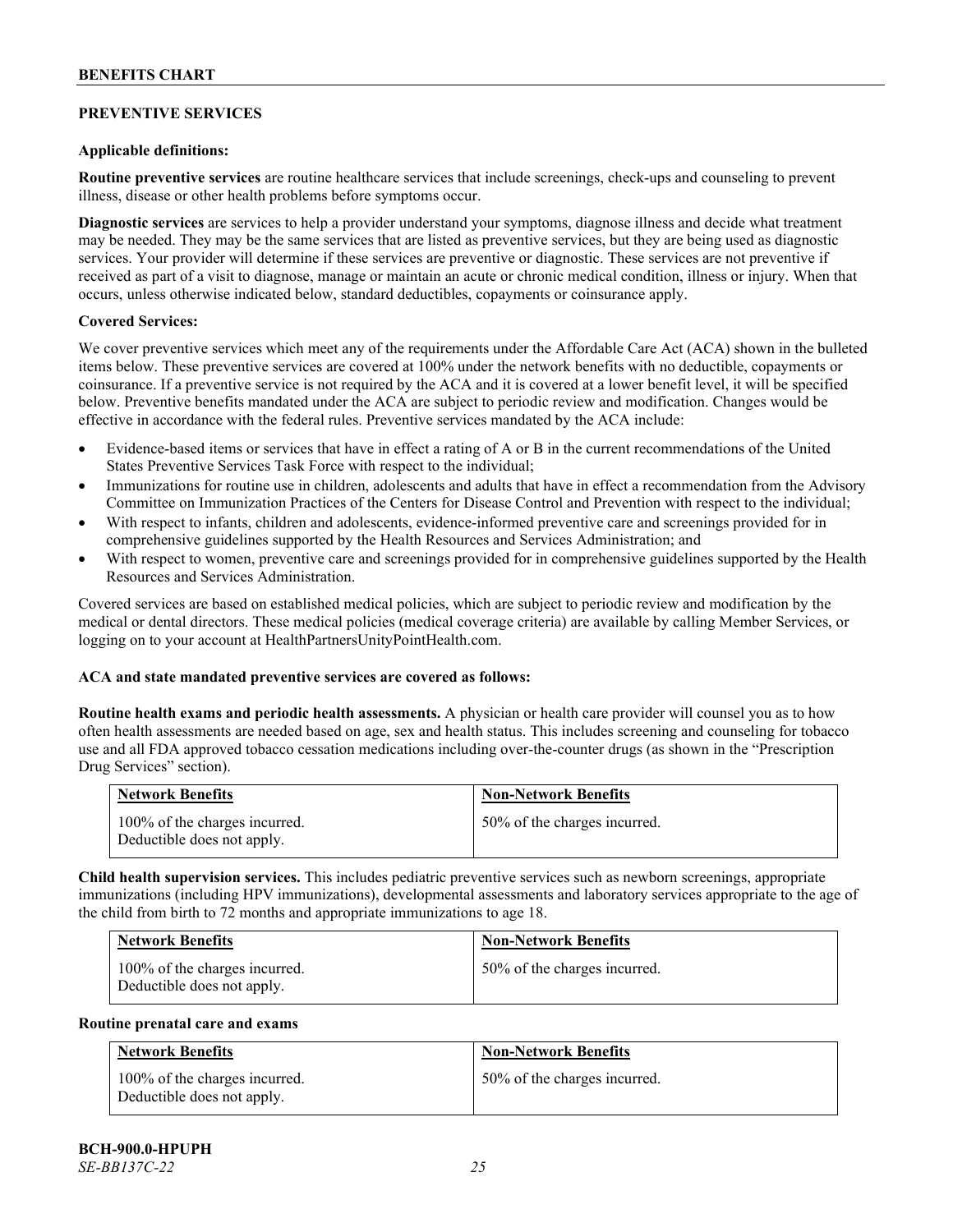## PREVENTIVE SERVICES

**Applicable definitions:**

**Routine preventive services** are routine healthcare services that include screenings, check-ups and counseling to prevent illness, disease or other health problems before symptoms occur.

**Diagnostic services** are services to help a provider understand your symptoms, diagnose illness and decide what treatment may be needed. They may be the same services that are listed as preventive services, but they are being used as diagnostic services. Your provider will determine if these services are preventive or diagnostic. These services are not preventive if received as part of a visit to diagnose, manage or maintain an acute or chronic medical condition, illness or injury. When that occurs, unless otherwise indicated below, standard deductibles, copayments or coinsurance apply.

**Covered Services:**

We cover preventive services which meet any of the requirements under the Affordable Care Act (ACA) shown in the bulleted items below. These preventive services are covered at 100% under the network benefits with no deductible, copayments or coinsurance. If a preventive service is not required by the ACA and it is covered at a lower benefit level, it will be specified below. Preventive benefits mandated under the ACA are subject to periodic review and modification. Changes would be effective in accordance with the federal rules. Preventive services mandated by the ACA include:

- Evidence-based items or services that have in effect a rating of A or B in the current recommendations of the United States Preventive Services Task Force with respect to the individual;
- Immunizations for routine use in children, adolescents and adults that have in effect a recommendation from the Advisory Committee on Immunization Practices of the Centers for Disease Control and Prevention with respect to the individual;
- With respect to infants, children and adolescents, evidence-informed preventive care and screenings provided for in comprehensive guidelines supported by the Health Resources and Services Administration; and
- With respect to women, preventive care and screenings provided for in comprehensive guidelines supported by the Health Resources and Services Administration.

Covered services are based on established medical policies, which are subject to periodic review and modification by the medical or dental directors. These medical policies (medical coverage criteria) are available by calling Member Services, or logging on to your account at HealthPartnersUnityPointHealth.com.

**ACA and state mandated preventive services are covered as follows:**

**Routine health exams and periodic health assessments.** A physician or health care provider will counsel you as to how often health assessments are needed based on age, sex and health status. This includes screening and counseling for tobacco use and all FDA approved tobacco cessation medications including over-the-counter drugs (as shown in the "Prescription Drug Services" section).

| Network Benefits | Non-Network Benefits |
|---|---|
| 100% of the charges incurred. Deductible does not apply. | 50% of the charges incurred. |

**Child health supervision services.** This includes pediatric preventive services such as newborn screenings, appropriate immunizations (including HPV immunizations), developmental assessments and laboratory services appropriate to the age of the child from birth to 72 months and appropriate immunizations to age 18.

| Network Benefits | Non-Network Benefits |
|---|---|
| 100% of the charges incurred. Deductible does not apply. | 50% of the charges incurred. |

**Routine prenatal care and exams**

| Network Benefits | Non-Network Benefits |
|---|---|
| 100% of the charges incurred. Deductible does not apply. | 50% of the charges incurred. |

**BCH-900.0-HPUPH**
*SE-BB137C-22*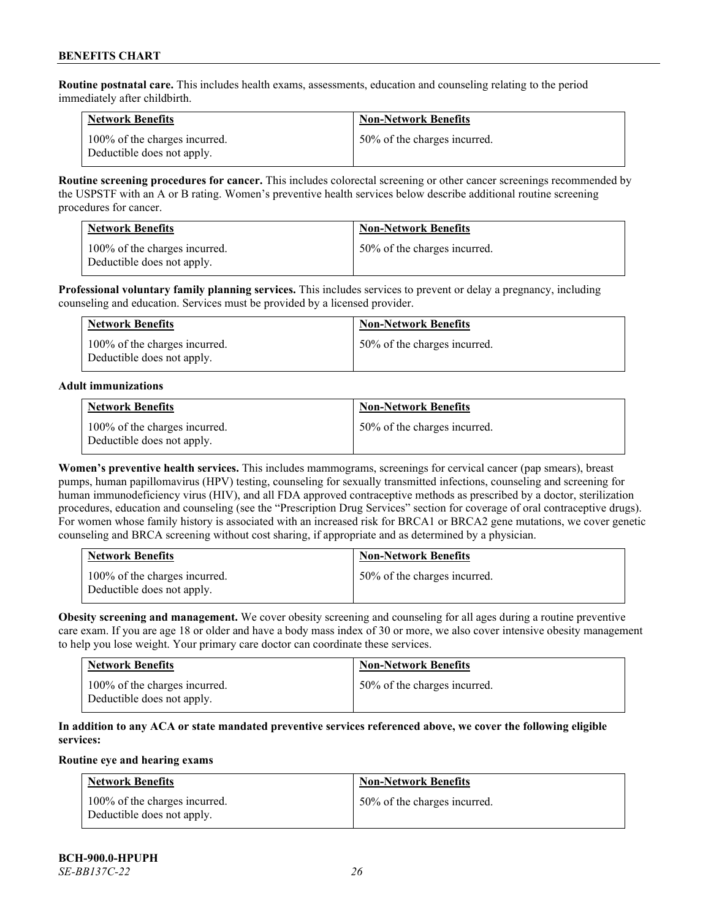**Routine postnatal care.** This includes health exams, assessments, education and counseling relating to the period immediately after childbirth.

| Network Benefits | Non-Network Benefits |
|---|---|
| 100% of the charges incurred. Deductible does not apply. | 50% of the charges incurred. |

**Routine screening procedures for cancer.** This includes colorectal screening or other cancer screenings recommended by the USPSTF with an A or B rating. Women's preventive health services below describe additional routine screening procedures for cancer.

| Network Benefits | Non-Network Benefits |
|---|---|
| 100% of the charges incurred. Deductible does not apply. | 50% of the charges incurred. |

**Professional voluntary family planning services.** This includes services to prevent or delay a pregnancy, including counseling and education. Services must be provided by a licensed provider.

| Network Benefits | Non-Network Benefits |
|---|---|
| 100% of the charges incurred. Deductible does not apply. | 50% of the charges incurred. |

**Adult immunizations**

| Network Benefits | Non-Network Benefits |
|---|---|
| 100% of the charges incurred. Deductible does not apply. | 50% of the charges incurred. |

**Women's preventive health services.** This includes mammograms, screenings for cervical cancer (pap smears), breast pumps, human papillomavirus (HPV) testing, counseling for sexually transmitted infections, counseling and screening for human immunodeficiency virus (HIV), and all FDA approved contraceptive methods as prescribed by a doctor, sterilization procedures, education and counseling (see the "Prescription Drug Services" section for coverage of oral contraceptive drugs). For women whose family history is associated with an increased risk for BRCA1 or BRCA2 gene mutations, we cover genetic counseling and BRCA screening without cost sharing, if appropriate and as determined by a physician.

| Network Benefits | Non-Network Benefits |
|---|---|
| 100% of the charges incurred. Deductible does not apply. | 50% of the charges incurred. |

**Obesity screening and management.** We cover obesity screening and counseling for all ages during a routine preventive care exam. If you are age 18 or older and have a body mass index of 30 or more, we also cover intensive obesity management to help you lose weight. Your primary care doctor can coordinate these services.

| Network Benefits | Non-Network Benefits |
|---|---|
| 100% of the charges incurred. Deductible does not apply. | 50% of the charges incurred. |

**In addition to any ACA or state mandated preventive services referenced above, we cover the following eligible services:**

**Routine eye and hearing exams**

| Network Benefits | Non-Network Benefits |
|---|---|
| 100% of the charges incurred. Deductible does not apply. | 50% of the charges incurred. |

**BCH-900.0-HPUPH**
*SE-BB137C-22*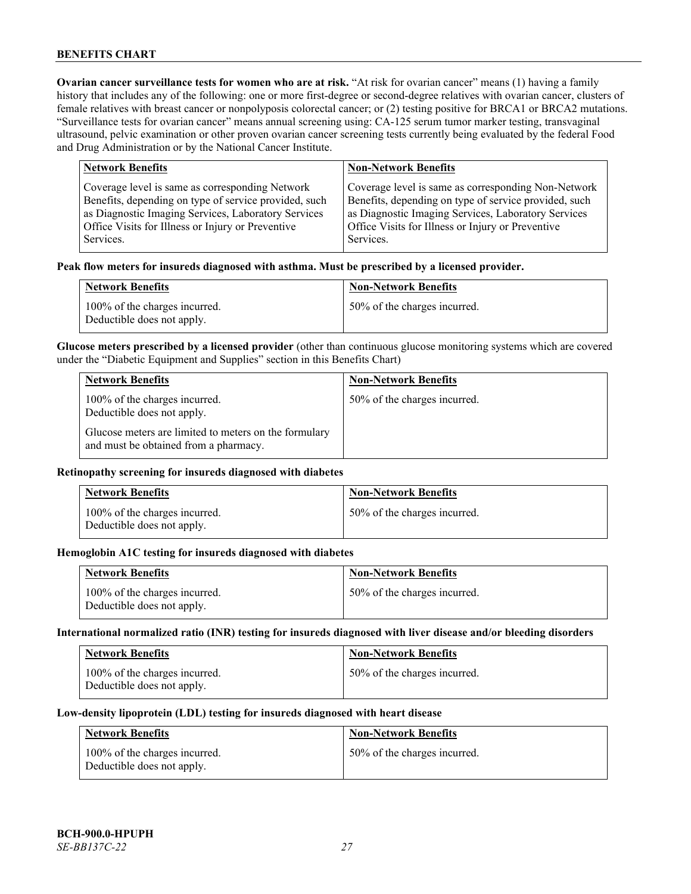**Ovarian cancer surveillance tests for women who are at risk.** "At risk for ovarian cancer" means (1) having a family history that includes any of the following: one or more first-degree or second-degree relatives with ovarian cancer, clusters of female relatives with breast cancer or nonpolyposis colorectal cancer; or (2) testing positive for BRCA1 or BRCA2 mutations. "Surveillance tests for ovarian cancer" means annual screening using: CA-125 serum tumor marker testing, transvaginal ultrasound, pelvic examination or other proven ovarian cancer screening tests currently being evaluated by the federal Food and Drug Administration or by the National Cancer Institute.

| Network Benefits | Non-Network Benefits |
|---|---|
| Coverage level is same as corresponding Network Benefits, depending on type of service provided, such as Diagnostic Imaging Services, Laboratory Services Office Visits for Illness or Injury or Preventive Services. | Coverage level is same as corresponding Non-Network Benefits, depending on type of service provided, such as Diagnostic Imaging Services, Laboratory Services Office Visits for Illness or Injury or Preventive Services. |

**Peak flow meters for insureds diagnosed with asthma. Must be prescribed by a licensed provider.**

| Network Benefits | Non-Network Benefits |
|---|---|
| 100% of the charges incurred. Deductible does not apply. | 50% of the charges incurred. |

**Glucose meters prescribed by a licensed provider** (other than continuous glucose monitoring systems which are covered under the "Diabetic Equipment and Supplies" section in this Benefits Chart)

| Network Benefits | Non-Network Benefits |
|---|---|
| 100% of the charges incurred. Deductible does not apply.<br><br>Glucose meters are limited to meters on the formulary and must be obtained from a pharmacy. | 50% of the charges incurred. |

**Retinopathy screening for insureds diagnosed with diabetes**

| Network Benefits | Non-Network Benefits |
|---|---|
| 100% of the charges incurred. Deductible does not apply. | 50% of the charges incurred. |

**Hemoglobin A1C testing for insureds diagnosed with diabetes**

| Network Benefits | Non-Network Benefits |
|---|---|
| 100% of the charges incurred. Deductible does not apply. | 50% of the charges incurred. |

**International normalized ratio (INR) testing for insureds diagnosed with liver disease and/or bleeding disorders**

| Network Benefits | Non-Network Benefits |
|---|---|
| 100% of the charges incurred. Deductible does not apply. | 50% of the charges incurred. |

**Low-density lipoprotein (LDL) testing for insureds diagnosed with heart disease**

| Network Benefits | Non-Network Benefits |
|---|---|
| 100% of the charges incurred. Deductible does not apply. | 50% of the charges incurred. |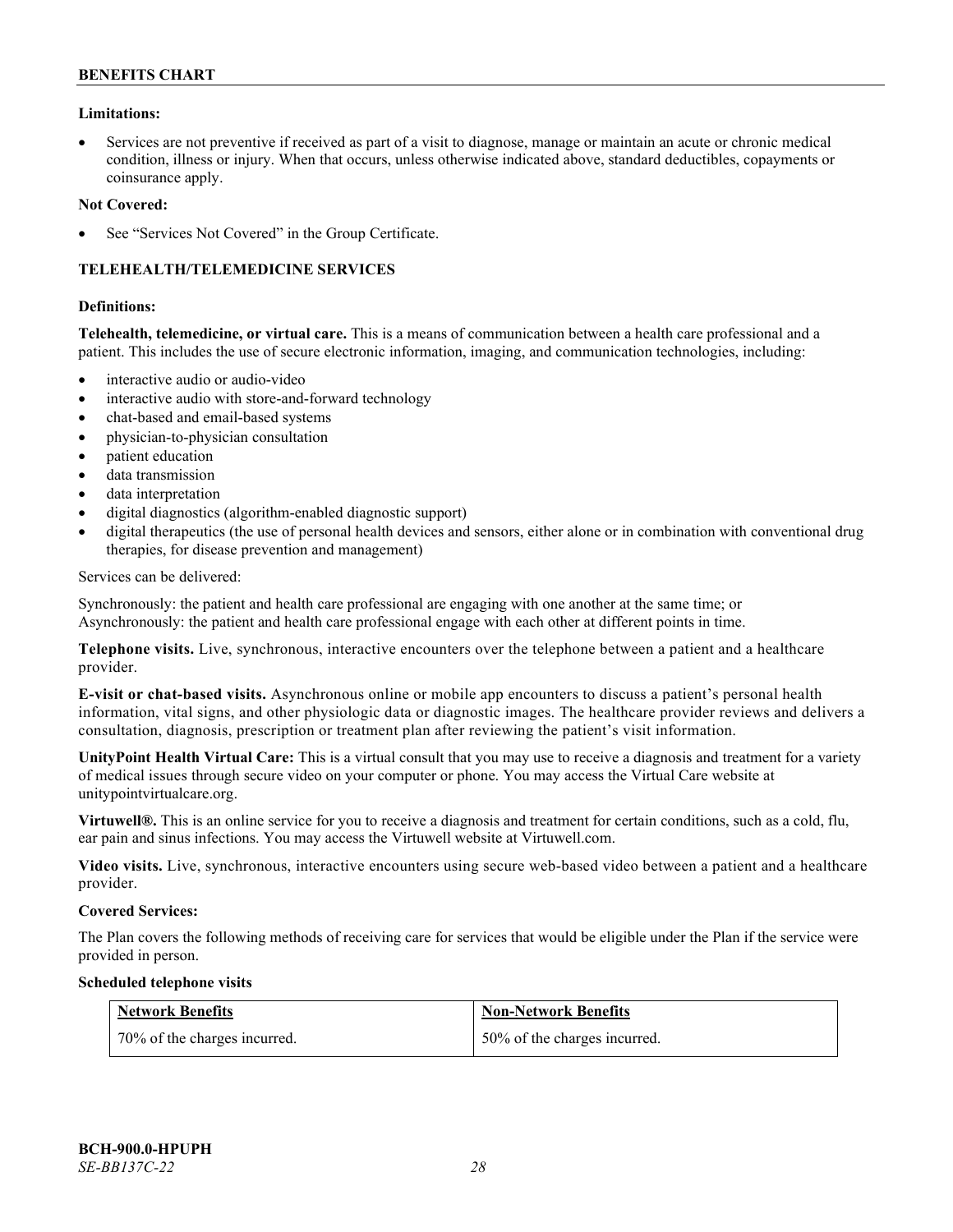**Limitations:**

- Services are not preventive if received as part of a visit to diagnose, manage or maintain an acute or chronic medical condition, illness or injury. When that occurs, unless otherwise indicated above, standard deductibles, copayments or coinsurance apply.

**Not Covered:**

- See "Services Not Covered" in the Group Certificate.

## TELEHEALTH/TELEMEDICINE SERVICES

**Definitions:**

**Telehealth, telemedicine, or virtual care.** This is a means of communication between a health care professional and a patient. This includes the use of secure electronic information, imaging, and communication technologies, including:

- interactive audio or audio-video
- interactive audio with store-and-forward technology
- chat-based and email-based systems
- physician-to-physician consultation
- patient education
- data transmission
- data interpretation
- digital diagnostics (algorithm-enabled diagnostic support)
- digital therapeutics (the use of personal health devices and sensors, either alone or in combination with conventional drug therapies, for disease prevention and management)

Services can be delivered:

Synchronously: the patient and health care professional are engaging with one another at the same time; or
Asynchronously: the patient and health care professional engage with each other at different points in time.

**Telephone visits.** Live, synchronous, interactive encounters over the telephone between a patient and a healthcare provider.

**E-visit or chat-based visits.** Asynchronous online or mobile app encounters to discuss a patient's personal health information, vital signs, and other physiologic data or diagnostic images. The healthcare provider reviews and delivers a consultation, diagnosis, prescription or treatment plan after reviewing the patient's visit information.

**UnityPoint Health Virtual Care:** This is a virtual consult that you may use to receive a diagnosis and treatment for a variety of medical issues through secure video on your computer or phone. You may access the Virtual Care website at unitypointvirtualcare.org.

**Virtuwell®.** This is an online service for you to receive a diagnosis and treatment for certain conditions, such as a cold, flu, ear pain and sinus infections. You may access the Virtuwell website at Virtuwell.com.

**Video visits.** Live, synchronous, interactive encounters using secure web-based video between a patient and a healthcare provider.

**Covered Services:**

The Plan covers the following methods of receiving care for services that would be eligible under the Plan if the service were provided in person.

**Scheduled telephone visits**

| Network Benefits | Non-Network Benefits |
| --- | --- |
| 70% of the charges incurred. | 50% of the charges incurred. |

**BCH-900.0-HPUPH**
*SE-BB137C-22*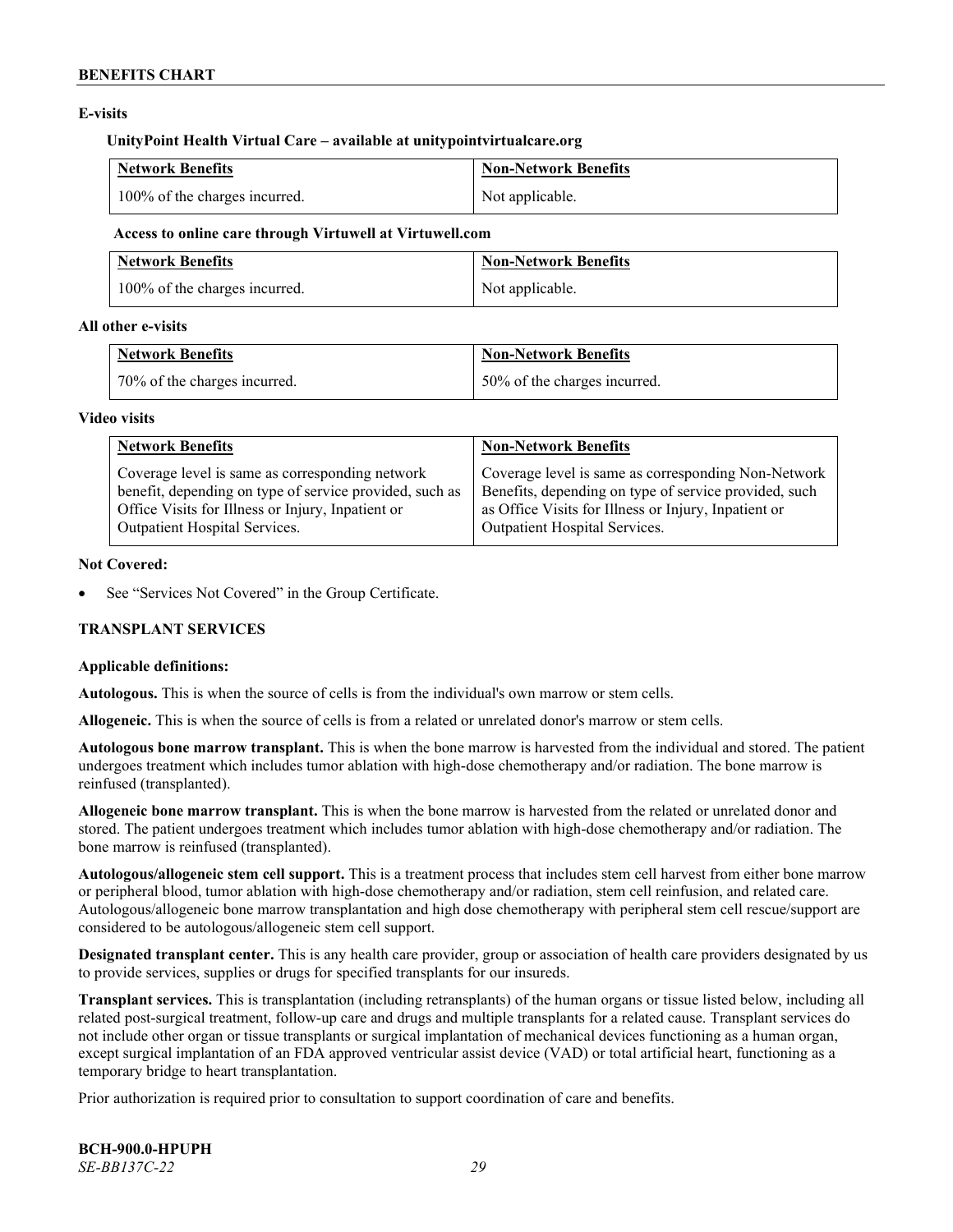**E-visits**

**UnityPoint Health Virtual Care – available at unitypointvirtualcare.org**

| Network Benefits | Non-Network Benefits |
|---|---|
| 100% of the charges incurred. | Not applicable. |

**Access to online care through Virtuwell at Virtuwell.com**

| Network Benefits | Non-Network Benefits |
|---|---|
| 100% of the charges incurred. | Not applicable. |

**All other e-visits**

| Network Benefits | Non-Network Benefits |
|---|---|
| 70% of the charges incurred. | 50% of the charges incurred. |

**Video visits**

| Network Benefits | Non-Network Benefits |
|---|---|
| Coverage level is same as corresponding network benefit, depending on type of service provided, such as Office Visits for Illness or Injury, Inpatient or Outpatient Hospital Services. | Coverage level is same as corresponding Non-Network Benefits, depending on type of service provided, such as Office Visits for Illness or Injury, Inpatient or Outpatient Hospital Services. |

**Not Covered:**

- See "Services Not Covered" in the Group Certificate.

**TRANSPLANT SERVICES**

**Applicable definitions:**

**Autologous.** This is when the source of cells is from the individual's own marrow or stem cells.

**Allogeneic.** This is when the source of cells is from a related or unrelated donor's marrow or stem cells.

**Autologous bone marrow transplant.** This is when the bone marrow is harvested from the individual and stored. The patient undergoes treatment which includes tumor ablation with high-dose chemotherapy and/or radiation. The bone marrow is reinfused (transplanted).

**Allogeneic bone marrow transplant.** This is when the bone marrow is harvested from the related or unrelated donor and stored. The patient undergoes treatment which includes tumor ablation with high-dose chemotherapy and/or radiation. The bone marrow is reinfused (transplanted).

**Autologous/allogeneic stem cell support.** This is a treatment process that includes stem cell harvest from either bone marrow or peripheral blood, tumor ablation with high-dose chemotherapy and/or radiation, stem cell reinfusion, and related care. Autologous/allogeneic bone marrow transplantation and high dose chemotherapy with peripheral stem cell rescue/support are considered to be autologous/allogeneic stem cell support.

**Designated transplant center.** This is any health care provider, group or association of health care providers designated by us to provide services, supplies or drugs for specified transplants for our insureds.

**Transplant services.** This is transplantation (including retransplants) of the human organs or tissue listed below, including all related post-surgical treatment, follow-up care and drugs and multiple transplants for a related cause. Transplant services do not include other organ or tissue transplants or surgical implantation of mechanical devices functioning as a human organ, except surgical implantation of an FDA approved ventricular assist device (VAD) or total artificial heart, functioning as a temporary bridge to heart transplantation.

Prior authorization is required prior to consultation to support coordination of care and benefits.

**BCH-900.0-HPUPH**
*SE-BB137C-22*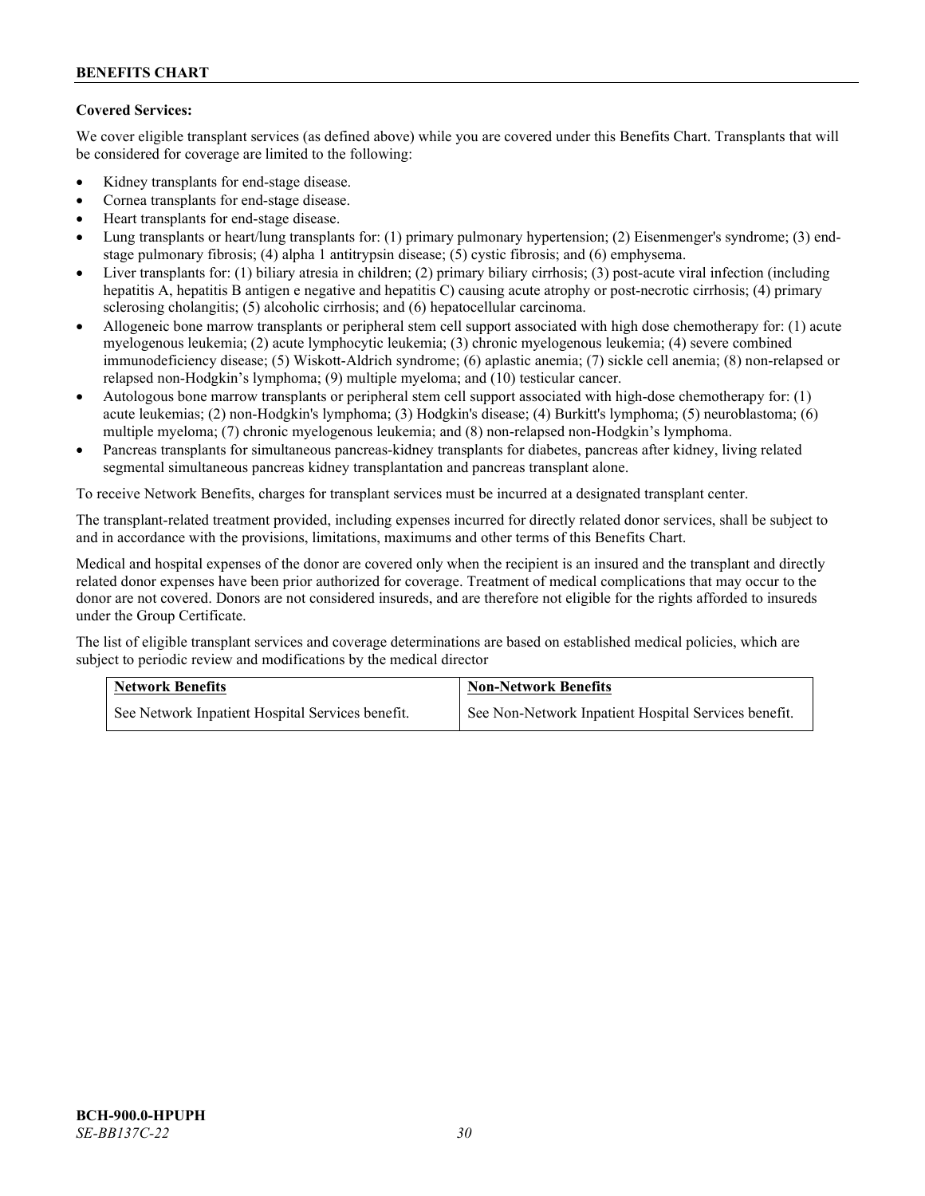**Covered Services:**

We cover eligible transplant services (as defined above) while you are covered under this Benefits Chart. Transplants that will be considered for coverage are limited to the following:

- Kidney transplants for end-stage disease.
- Cornea transplants for end-stage disease.
- Heart transplants for end-stage disease.
- Lung transplants or heart/lung transplants for: (1) primary pulmonary hypertension; (2) Eisenmenger's syndrome; (3) end-stage pulmonary fibrosis; (4) alpha 1 antitrypsin disease; (5) cystic fibrosis; and (6) emphysema.
- Liver transplants for: (1) biliary atresia in children; (2) primary biliary cirrhosis; (3) post-acute viral infection (including hepatitis A, hepatitis B antigen e negative and hepatitis C) causing acute atrophy or post-necrotic cirrhosis; (4) primary sclerosing cholangitis; (5) alcoholic cirrhosis; and (6) hepatocellular carcinoma.
- Allogeneic bone marrow transplants or peripheral stem cell support associated with high dose chemotherapy for: (1) acute myelogenous leukemia; (2) acute lymphocytic leukemia; (3) chronic myelogenous leukemia; (4) severe combined immunodeficiency disease; (5) Wiskott-Aldrich syndrome; (6) aplastic anemia; (7) sickle cell anemia; (8) non-relapsed or relapsed non-Hodgkin's lymphoma; (9) multiple myeloma; and (10) testicular cancer.
- Autologous bone marrow transplants or peripheral stem cell support associated with high-dose chemotherapy for: (1) acute leukemias; (2) non-Hodgkin's lymphoma; (3) Hodgkin's disease; (4) Burkitt's lymphoma; (5) neuroblastoma; (6) multiple myeloma; (7) chronic myelogenous leukemia; and (8) non-relapsed non-Hodgkin's lymphoma.
- Pancreas transplants for simultaneous pancreas-kidney transplants for diabetes, pancreas after kidney, living related segmental simultaneous pancreas kidney transplantation and pancreas transplant alone.

To receive Network Benefits, charges for transplant services must be incurred at a designated transplant center.

The transplant-related treatment provided, including expenses incurred for directly related donor services, shall be subject to and in accordance with the provisions, limitations, maximums and other terms of this Benefits Chart.

Medical and hospital expenses of the donor are covered only when the recipient is an insured and the transplant and directly related donor expenses have been prior authorized for coverage. Treatment of medical complications that may occur to the donor are not covered. Donors are not considered insureds, and are therefore not eligible for the rights afforded to insureds under the Group Certificate.

The list of eligible transplant services and coverage determinations are based on established medical policies, which are subject to periodic review and modifications by the medical director

| Network Benefits | Non-Network Benefits |
|---|---|
| See Network Inpatient Hospital Services benefit. | See Non-Network Inpatient Hospital Services benefit. |

**BCH-900.0-HPUPH**
*SE-BB137C-22*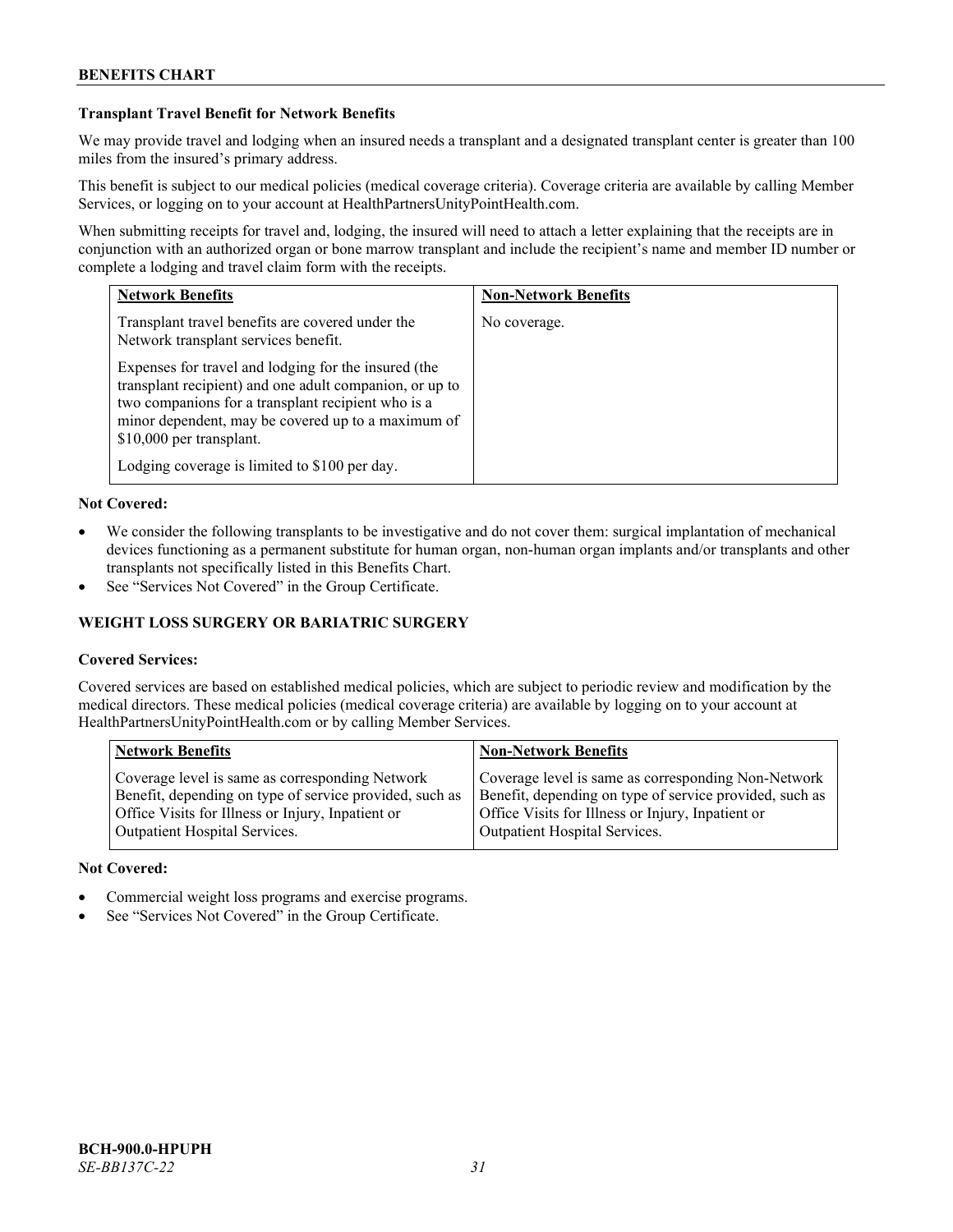### Transplant Travel Benefit for Network Benefits

We may provide travel and lodging when an insured needs a transplant and a designated transplant center is greater than 100 miles from the insured's primary address.

This benefit is subject to our medical policies (medical coverage criteria). Coverage criteria are available by calling Member Services, or logging on to your account at HealthPartnersUnityPointHealth.com.

When submitting receipts for travel and, lodging, the insured will need to attach a letter explaining that the receipts are in conjunction with an authorized organ or bone marrow transplant and include the recipient's name and member ID number or complete a lodging and travel claim form with the receipts.

| Network Benefits | Non-Network Benefits |
|---|---|
| Transplant travel benefits are covered under the Network transplant services benefit.<br><br>Expenses for travel and lodging for the insured (the transplant recipient) and one adult companion, or up to two companions for a transplant recipient who is a minor dependent, may be covered up to a maximum of $10,000 per transplant.<br><br>Lodging coverage is limited to $100 per day. | No coverage. |

**Not Covered:**

- We consider the following transplants to be investigative and do not cover them: surgical implantation of mechanical devices functioning as a permanent substitute for human organ, non-human organ implants and/or transplants and other transplants not specifically listed in this Benefits Chart.
- See "Services Not Covered" in the Group Certificate.

## WEIGHT LOSS SURGERY OR BARIATRIC SURGERY

**Covered Services:**

Covered services are based on established medical policies, which are subject to periodic review and modification by the medical directors. These medical policies (medical coverage criteria) are available by logging on to your account at HealthPartnersUnityPointHealth.com or by calling Member Services.

| Network Benefits | Non-Network Benefits |
|---|---|
| Coverage level is same as corresponding Network Benefit, depending on type of service provided, such as Office Visits for Illness or Injury, Inpatient or Outpatient Hospital Services. | Coverage level is same as corresponding Non-Network Benefit, depending on type of service provided, such as Office Visits for Illness or Injury, Inpatient or Outpatient Hospital Services. |

**Not Covered:**

- Commercial weight loss programs and exercise programs.
- See "Services Not Covered" in the Group Certificate.

**BCH-900.0-HPUPH**
*SE-BB137C-22*